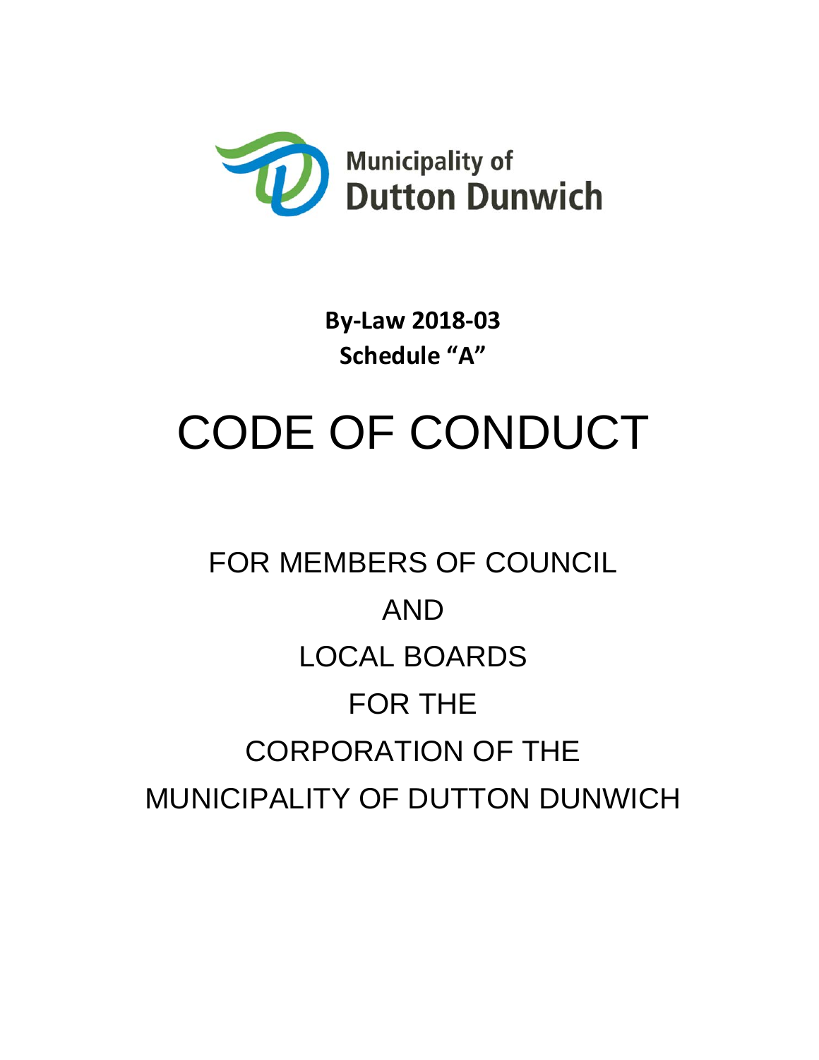Municipality of
Dutton Dunwich

**By-Law 2018-03**
**Schedule "A"**

# CODE OF CONDUCT

FOR MEMBERS OF COUNCIL

AND

LOCAL BOARDS

FOR THE

CORPORATION OF THE

MUNICIPALITY OF DUTTON DUNWICH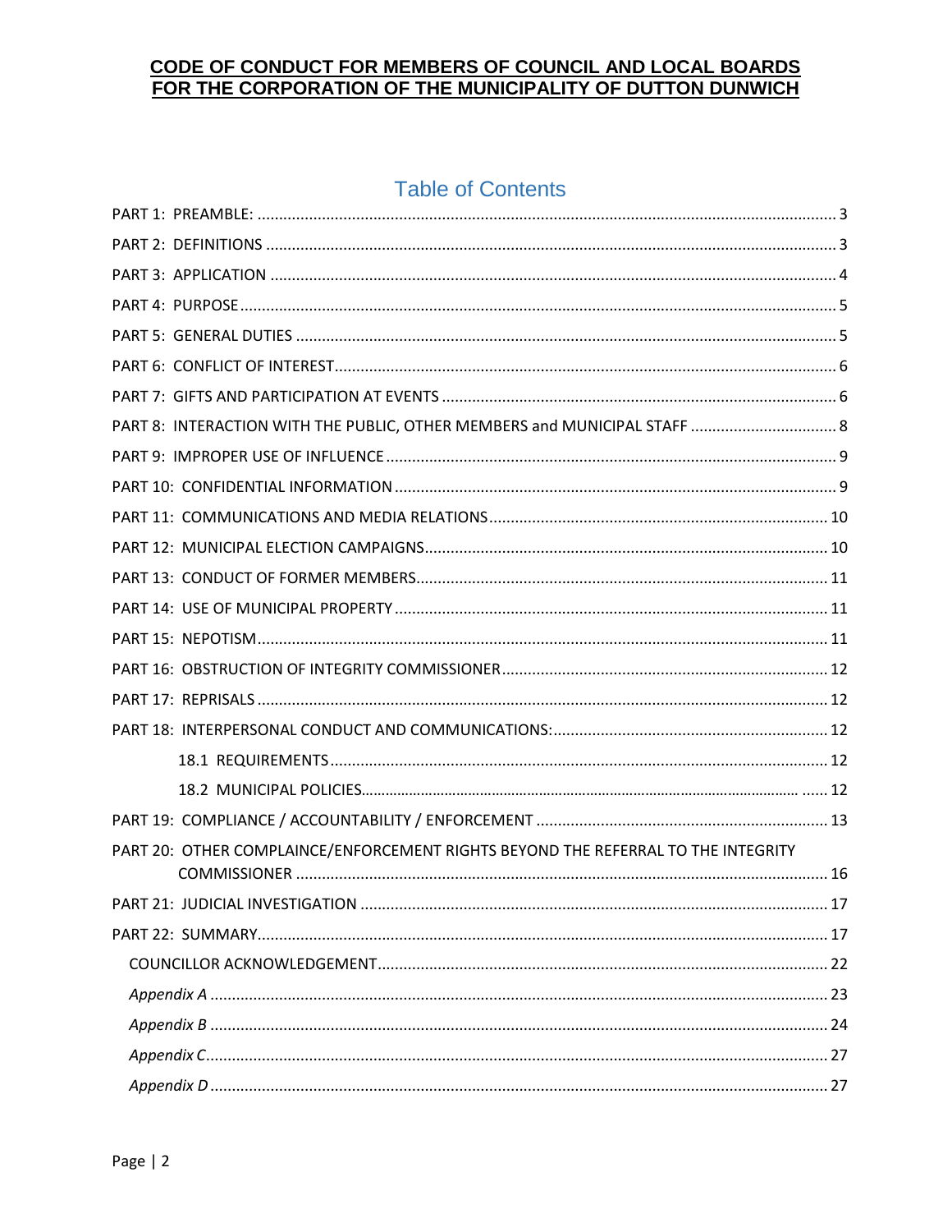# CODE OF CONDUCT FOR MEMBERS OF COUNCIL AND LOCAL BOARDS FOR THE CORPORATION OF THE MUNICIPALITY OF DUTTON DUNWICH

## Table of Contents

PART 1: PREAMBLE: ..... 3

PART 2: DEFINITIONS ..... 3

PART 3: APPLICATION ..... 4

PART 4: PURPOSE ..... 5

PART 5: GENERAL DUTIES ..... 5

PART 6: CONFLICT OF INTEREST ..... 6

PART 7: GIFTS AND PARTICIPATION AT EVENTS ..... 6

PART 8: INTERACTION WITH THE PUBLIC, OTHER MEMBERS and MUNICIPAL STAFF ..... 8

PART 9: IMPROPER USE OF INFLUENCE ..... 9

PART 10: CONFIDENTIAL INFORMATION ..... 9

PART 11: COMMUNICATIONS AND MEDIA RELATIONS ..... 10

PART 12: MUNICIPAL ELECTION CAMPAIGNS ..... 10

PART 13: CONDUCT OF FORMER MEMBERS ..... 11

PART 14: USE OF MUNICIPAL PROPERTY ..... 11

PART 15: NEPOTISM ..... 11

PART 16: OBSTRUCTION OF INTEGRITY COMMISSIONER ..... 12

PART 17: REPRISALS ..... 12

PART 18: INTERPERSONAL CONDUCT AND COMMUNICATIONS: ..... 12

- 18.1 REQUIREMENTS ..... 12
- 18.2 MUNICIPAL POLICIES ..... 12

PART 19: COMPLIANCE / ACCOUNTABILITY / ENFORCEMENT ..... 13

PART 20: OTHER COMPLAINCE/ENFORCEMENT RIGHTS BEYOND THE REFERRAL TO THE INTEGRITY COMMISSIONER ..... 16

PART 21: JUDICIAL INVESTIGATION ..... 17

PART 22: SUMMARY ..... 17

COUNCILLOR ACKNOWLEDGEMENT ..... 22

*Appendix A* ..... 23

*Appendix B* ..... 24

*Appendix C* ..... 27

*Appendix D* ..... 27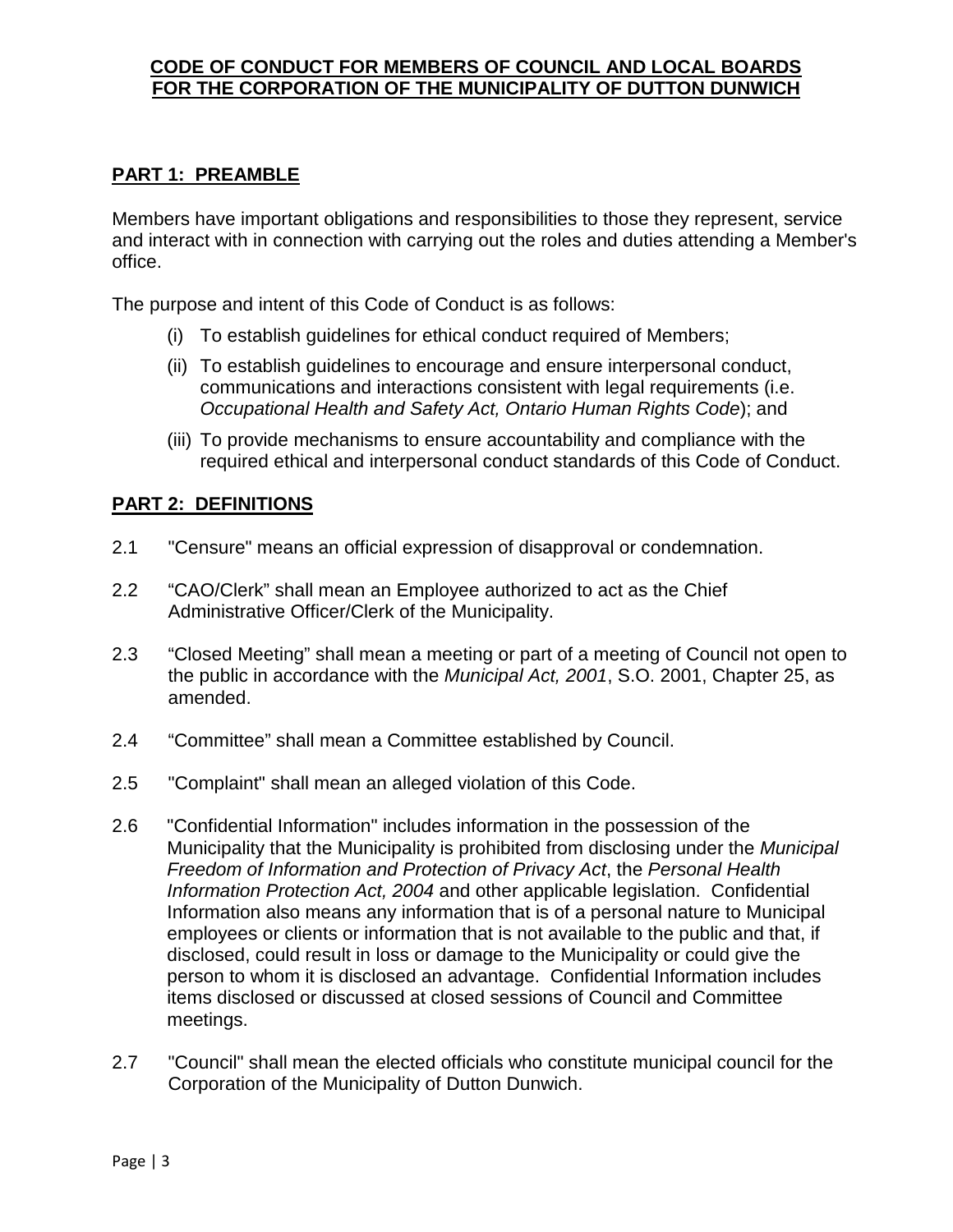**CODE OF CONDUCT FOR MEMBERS OF COUNCIL AND LOCAL BOARDS FOR THE CORPORATION OF THE MUNICIPALITY OF DUTTON DUNWICH**

## PART 1: PREAMBLE

Members have important obligations and responsibilities to those they represent, service and interact with in connection with carrying out the roles and duties attending a Member's office.

The purpose and intent of this Code of Conduct is as follows:

(i) To establish guidelines for ethical conduct required of Members;

(ii) To establish guidelines to encourage and ensure interpersonal conduct, communications and interactions consistent with legal requirements (i.e. *Occupational Health and Safety Act, Ontario Human Rights Code*); and

(iii) To provide mechanisms to ensure accountability and compliance with the required ethical and interpersonal conduct standards of this Code of Conduct.

## PART 2: DEFINITIONS

2.1 "Censure" means an official expression of disapproval or condemnation.

2.2 "CAO/Clerk" shall mean an Employee authorized to act as the Chief Administrative Officer/Clerk of the Municipality.

2.3 "Closed Meeting" shall mean a meeting or part of a meeting of Council not open to the public in accordance with the *Municipal Act, 2001*, S.O. 2001, Chapter 25, as amended.

2.4 "Committee" shall mean a Committee established by Council.

2.5 "Complaint" shall mean an alleged violation of this Code.

2.6 "Confidential Information" includes information in the possession of the Municipality that the Municipality is prohibited from disclosing under the *Municipal Freedom of Information and Protection of Privacy Act*, the *Personal Health Information Protection Act, 2004* and other applicable legislation. Confidential Information also means any information that is of a personal nature to Municipal employees or clients or information that is not available to the public and that, if disclosed, could result in loss or damage to the Municipality or could give the person to whom it is disclosed an advantage. Confidential Information includes items disclosed or discussed at closed sessions of Council and Committee meetings.

2.7 "Council" shall mean the elected officials who constitute municipal council for the Corporation of the Municipality of Dutton Dunwich.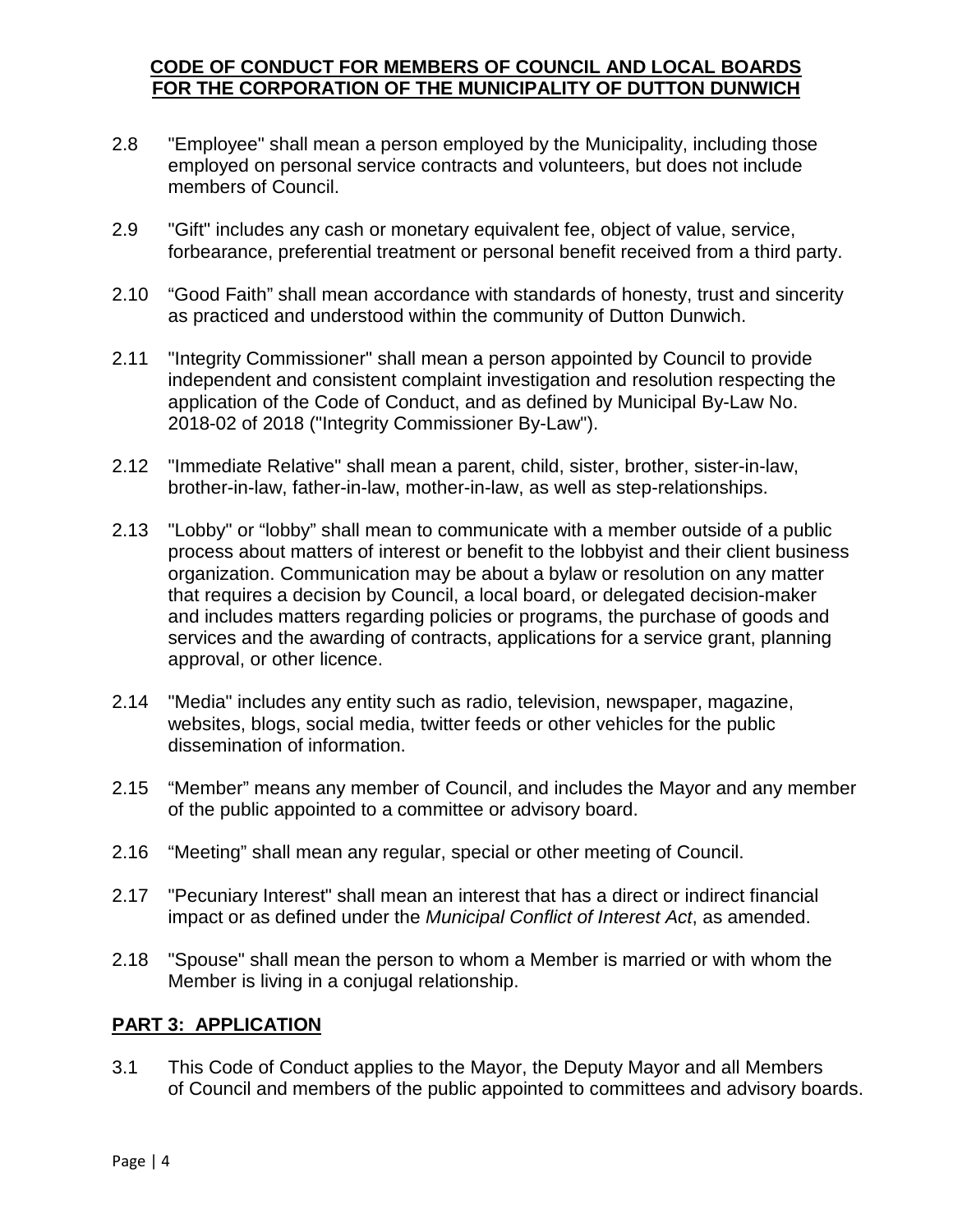2.8 "Employee" shall mean a person employed by the Municipality, including those employed on personal service contracts and volunteers, but does not include members of Council.

2.9 "Gift" includes any cash or monetary equivalent fee, object of value, service, forbearance, preferential treatment or personal benefit received from a third party.

2.10 "Good Faith" shall mean accordance with standards of honesty, trust and sincerity as practiced and understood within the community of Dutton Dunwich.

2.11 "Integrity Commissioner" shall mean a person appointed by Council to provide independent and consistent complaint investigation and resolution respecting the application of the Code of Conduct, and as defined by Municipal By-Law No. 2018-02 of 2018 ("Integrity Commissioner By-Law").

2.12 "Immediate Relative" shall mean a parent, child, sister, brother, sister-in-law, brother-in-law, father-in-law, mother-in-law, as well as step-relationships.

2.13 "Lobby" or "lobby" shall mean to communicate with a member outside of a public process about matters of interest or benefit to the lobbyist and their client business organization. Communication may be about a bylaw or resolution on any matter that requires a decision by Council, a local board, or delegated decision-maker and includes matters regarding policies or programs, the purchase of goods and services and the awarding of contracts, applications for a service grant, planning approval, or other licence.

2.14 "Media" includes any entity such as radio, television, newspaper, magazine, websites, blogs, social media, twitter feeds or other vehicles for the public dissemination of information.

2.15 "Member" means any member of Council, and includes the Mayor and any member of the public appointed to a committee or advisory board.

2.16 "Meeting" shall mean any regular, special or other meeting of Council.

2.17 "Pecuniary Interest" shall mean an interest that has a direct or indirect financial impact or as defined under the *Municipal Conflict of Interest Act*, as amended.

2.18 "Spouse" shall mean the person to whom a Member is married or with whom the Member is living in a conjugal relationship.

## PART 3: APPLICATION

3.1 This Code of Conduct applies to the Mayor, the Deputy Mayor and all Members of Council and members of the public appointed to committees and advisory boards.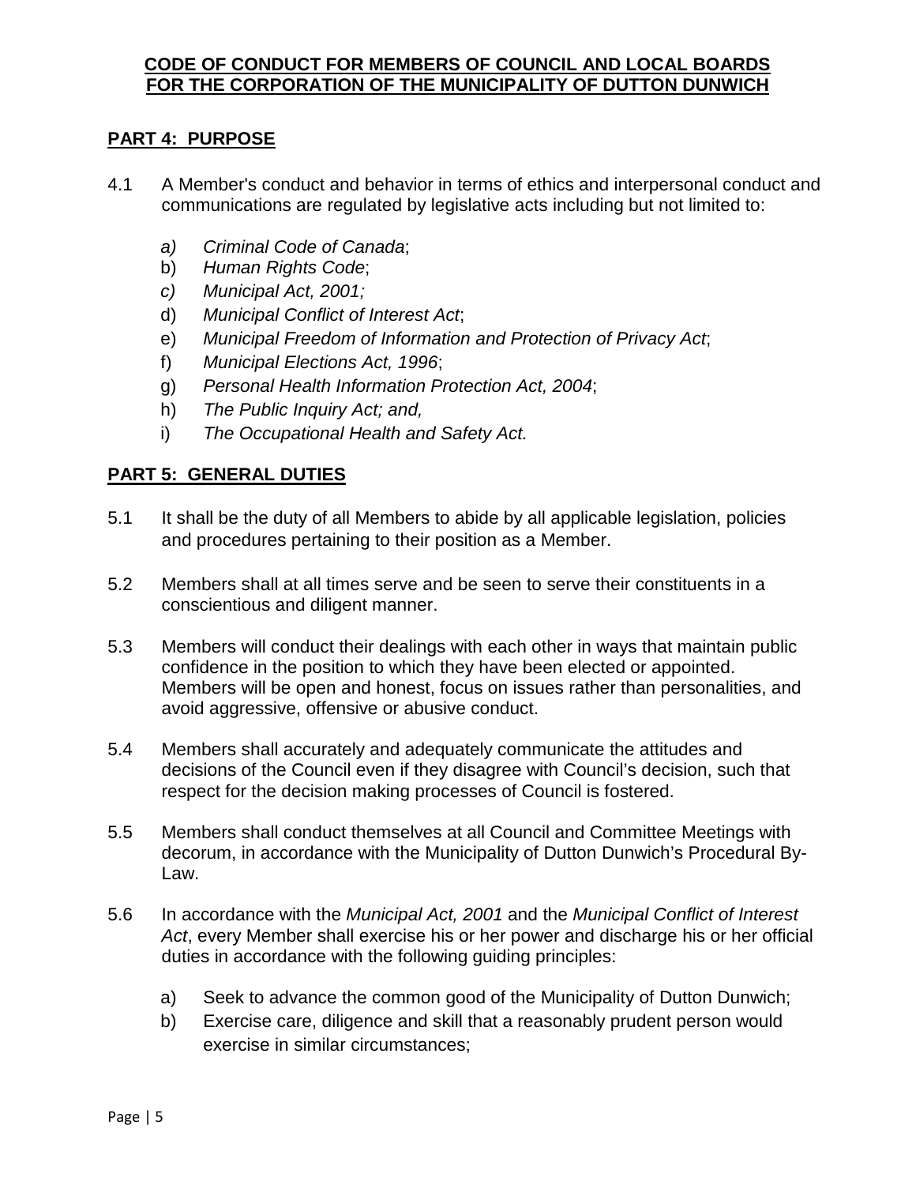**CODE OF CONDUCT FOR MEMBERS OF COUNCIL AND LOCAL BOARDS FOR THE CORPORATION OF THE MUNICIPALITY OF DUTTON DUNWICH**

## PART 4: PURPOSE

4.1 A Member's conduct and behavior in terms of ethics and interpersonal conduct and communications are regulated by legislative acts including but not limited to:

a) *Criminal Code of Canada*;
b) *Human Rights Code*;
c) *Municipal Act, 2001;*
d) *Municipal Conflict of Interest Act*;
e) *Municipal Freedom of Information and Protection of Privacy Act*;
f) *Municipal Elections Act, 1996*;
g) *Personal Health Information Protection Act, 2004*;
h) *The Public Inquiry Act; and,*
i) *The Occupational Health and Safety Act.*

## PART 5: GENERAL DUTIES

5.1 It shall be the duty of all Members to abide by all applicable legislation, policies and procedures pertaining to their position as a Member.

5.2 Members shall at all times serve and be seen to serve their constituents in a conscientious and diligent manner.

5.3 Members will conduct their dealings with each other in ways that maintain public confidence in the position to which they have been elected or appointed. Members will be open and honest, focus on issues rather than personalities, and avoid aggressive, offensive or abusive conduct.

5.4 Members shall accurately and adequately communicate the attitudes and decisions of the Council even if they disagree with Council's decision, such that respect for the decision making processes of Council is fostered.

5.5 Members shall conduct themselves at all Council and Committee Meetings with decorum, in accordance with the Municipality of Dutton Dunwich's Procedural By-Law.

5.6 In accordance with the *Municipal Act, 2001* and the *Municipal Conflict of Interest Act*, every Member shall exercise his or her power and discharge his or her official duties in accordance with the following guiding principles:

a) Seek to advance the common good of the Municipality of Dutton Dunwich;
b) Exercise care, diligence and skill that a reasonably prudent person would exercise in similar circumstances;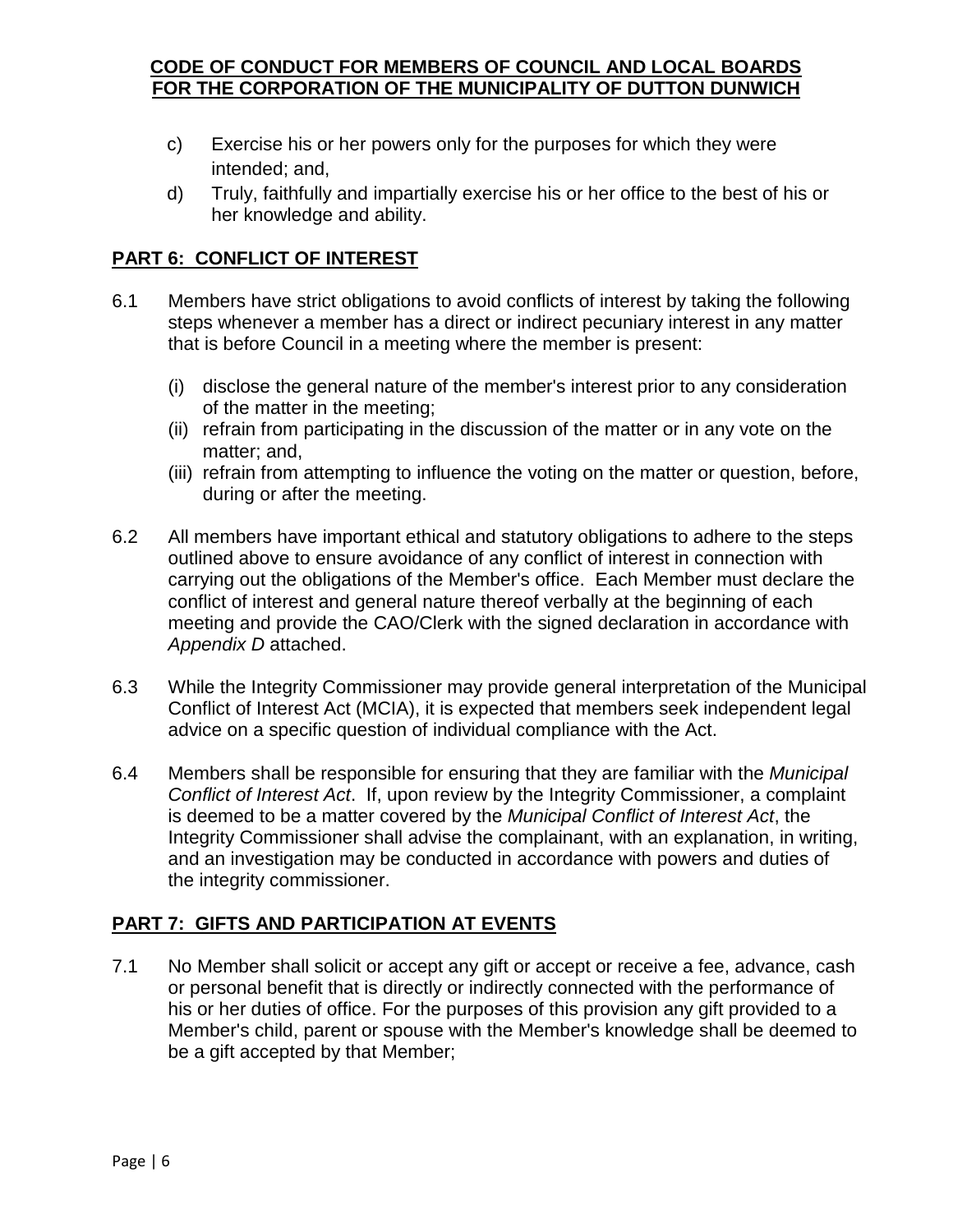c) Exercise his or her powers only for the purposes for which they were intended; and,

d) Truly, faithfully and impartially exercise his or her office to the best of his or her knowledge and ability.

## PART 6: CONFLICT OF INTEREST

6.1 Members have strict obligations to avoid conflicts of interest by taking the following steps whenever a member has a direct or indirect pecuniary interest in any matter that is before Council in a meeting where the member is present:

(i) disclose the general nature of the member's interest prior to any consideration of the matter in the meeting;

(ii) refrain from participating in the discussion of the matter or in any vote on the matter; and,

(iii) refrain from attempting to influence the voting on the matter or question, before, during or after the meeting.

6.2 All members have important ethical and statutory obligations to adhere to the steps outlined above to ensure avoidance of any conflict of interest in connection with carrying out the obligations of the Member's office. Each Member must declare the conflict of interest and general nature thereof verbally at the beginning of each meeting and provide the CAO/Clerk with the signed declaration in accordance with *Appendix D* attached.

6.3 While the Integrity Commissioner may provide general interpretation of the Municipal Conflict of Interest Act (MCIA), it is expected that members seek independent legal advice on a specific question of individual compliance with the Act.

6.4 Members shall be responsible for ensuring that they are familiar with the *Municipal Conflict of Interest Act*. If, upon review by the Integrity Commissioner, a complaint is deemed to be a matter covered by the *Municipal Conflict of Interest Act*, the Integrity Commissioner shall advise the complainant, with an explanation, in writing, and an investigation may be conducted in accordance with powers and duties of the integrity commissioner.

## PART 7: GIFTS AND PARTICIPATION AT EVENTS

7.1 No Member shall solicit or accept any gift or accept or receive a fee, advance, cash or personal benefit that is directly or indirectly connected with the performance of his or her duties of office. For the purposes of this provision any gift provided to a Member's child, parent or spouse with the Member's knowledge shall be deemed to be a gift accepted by that Member;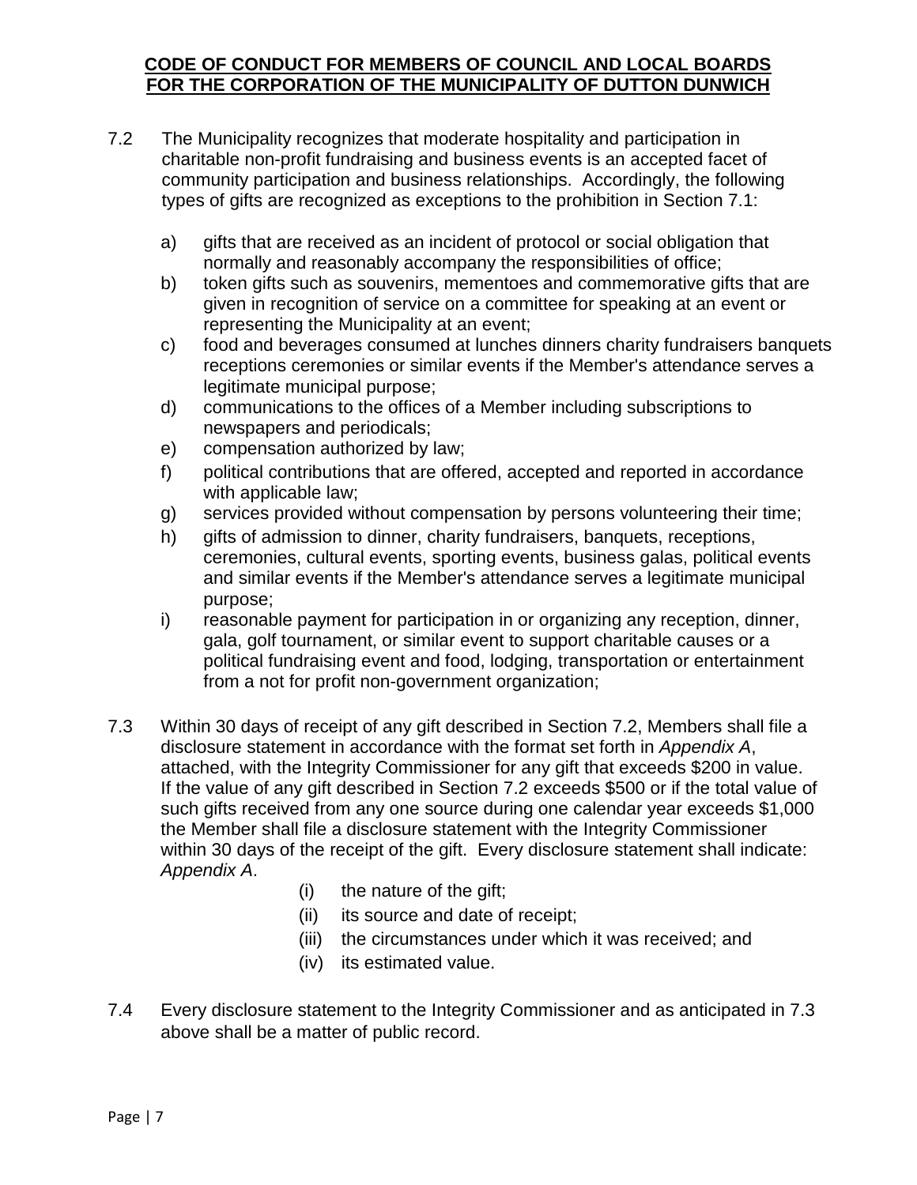**CODE OF CONDUCT FOR MEMBERS OF COUNCIL AND LOCAL BOARDS FOR THE CORPORATION OF THE MUNICIPALITY OF DUTTON DUNWICH**

7.2 The Municipality recognizes that moderate hospitality and participation in charitable non-profit fundraising and business events is an accepted facet of community participation and business relationships. Accordingly, the following types of gifts are recognized as exceptions to the prohibition in Section 7.1:

a) gifts that are received as an incident of protocol or social obligation that normally and reasonably accompany the responsibilities of office;
b) token gifts such as souvenirs, mementoes and commemorative gifts that are given in recognition of service on a committee for speaking at an event or representing the Municipality at an event;
c) food and beverages consumed at lunches dinners charity fundraisers banquets receptions ceremonies or similar events if the Member's attendance serves a legitimate municipal purpose;
d) communications to the offices of a Member including subscriptions to newspapers and periodicals;
e) compensation authorized by law;
f) political contributions that are offered, accepted and reported in accordance with applicable law;
g) services provided without compensation by persons volunteering their time;
h) gifts of admission to dinner, charity fundraisers, banquets, receptions, ceremonies, cultural events, sporting events, business galas, political events and similar events if the Member's attendance serves a legitimate municipal purpose;
i) reasonable payment for participation in or organizing any reception, dinner, gala, golf tournament, or similar event to support charitable causes or a political fundraising event and food, lodging, transportation or entertainment from a not for profit non-government organization;

7.3 Within 30 days of receipt of any gift described in Section 7.2, Members shall file a disclosure statement in accordance with the format set forth in *Appendix A*, attached, with the Integrity Commissioner for any gift that exceeds $200 in value. If the value of any gift described in Section 7.2 exceeds $500 or if the total value of such gifts received from any one source during one calendar year exceeds $1,000 the Member shall file a disclosure statement with the Integrity Commissioner within 30 days of the receipt of the gift. Every disclosure statement shall indicate: *Appendix A*.

(i) the nature of the gift;
(ii) its source and date of receipt;
(iii) the circumstances under which it was received; and
(iv) its estimated value.

7.4 Every disclosure statement to the Integrity Commissioner and as anticipated in 7.3 above shall be a matter of public record.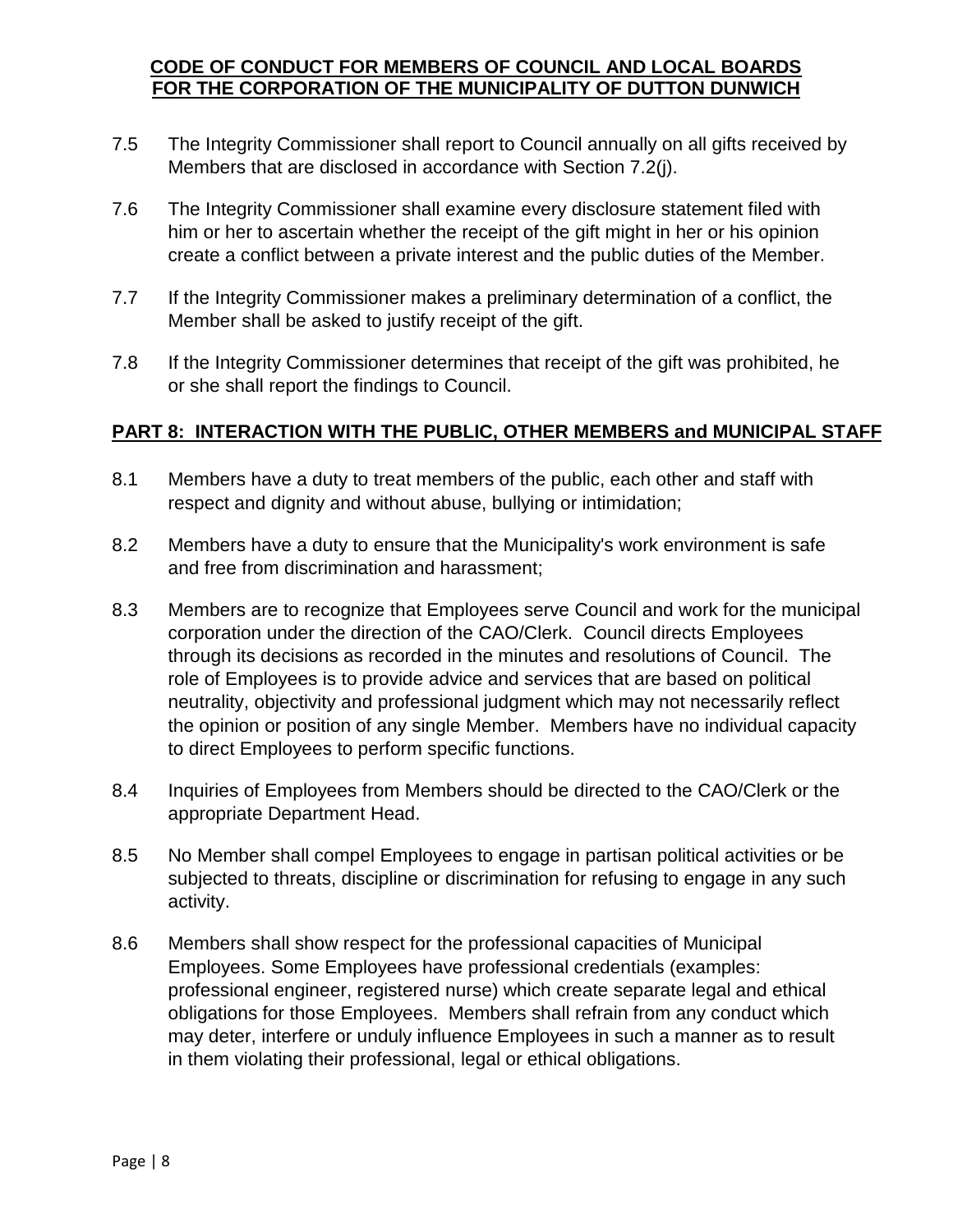7.5 The Integrity Commissioner shall report to Council annually on all gifts received by Members that are disclosed in accordance with Section 7.2(j).

7.6 The Integrity Commissioner shall examine every disclosure statement filed with him or her to ascertain whether the receipt of the gift might in her or his opinion create a conflict between a private interest and the public duties of the Member.

7.7 If the Integrity Commissioner makes a preliminary determination of a conflict, the Member shall be asked to justify receipt of the gift.

7.8 If the Integrity Commissioner determines that receipt of the gift was prohibited, he or she shall report the findings to Council.

## PART 8: INTERACTION WITH THE PUBLIC, OTHER MEMBERS and MUNICIPAL STAFF

8.1 Members have a duty to treat members of the public, each other and staff with respect and dignity and without abuse, bullying or intimidation;

8.2 Members have a duty to ensure that the Municipality's work environment is safe and free from discrimination and harassment;

8.3 Members are to recognize that Employees serve Council and work for the municipal corporation under the direction of the CAO/Clerk. Council directs Employees through its decisions as recorded in the minutes and resolutions of Council. The role of Employees is to provide advice and services that are based on political neutrality, objectivity and professional judgment which may not necessarily reflect the opinion or position of any single Member. Members have no individual capacity to direct Employees to perform specific functions.

8.4 Inquiries of Employees from Members should be directed to the CAO/Clerk or the appropriate Department Head.

8.5 No Member shall compel Employees to engage in partisan political activities or be subjected to threats, discipline or discrimination for refusing to engage in any such activity.

8.6 Members shall show respect for the professional capacities of Municipal Employees. Some Employees have professional credentials (examples: professional engineer, registered nurse) which create separate legal and ethical obligations for those Employees. Members shall refrain from any conduct which may deter, interfere or unduly influence Employees in such a manner as to result in them violating their professional, legal or ethical obligations.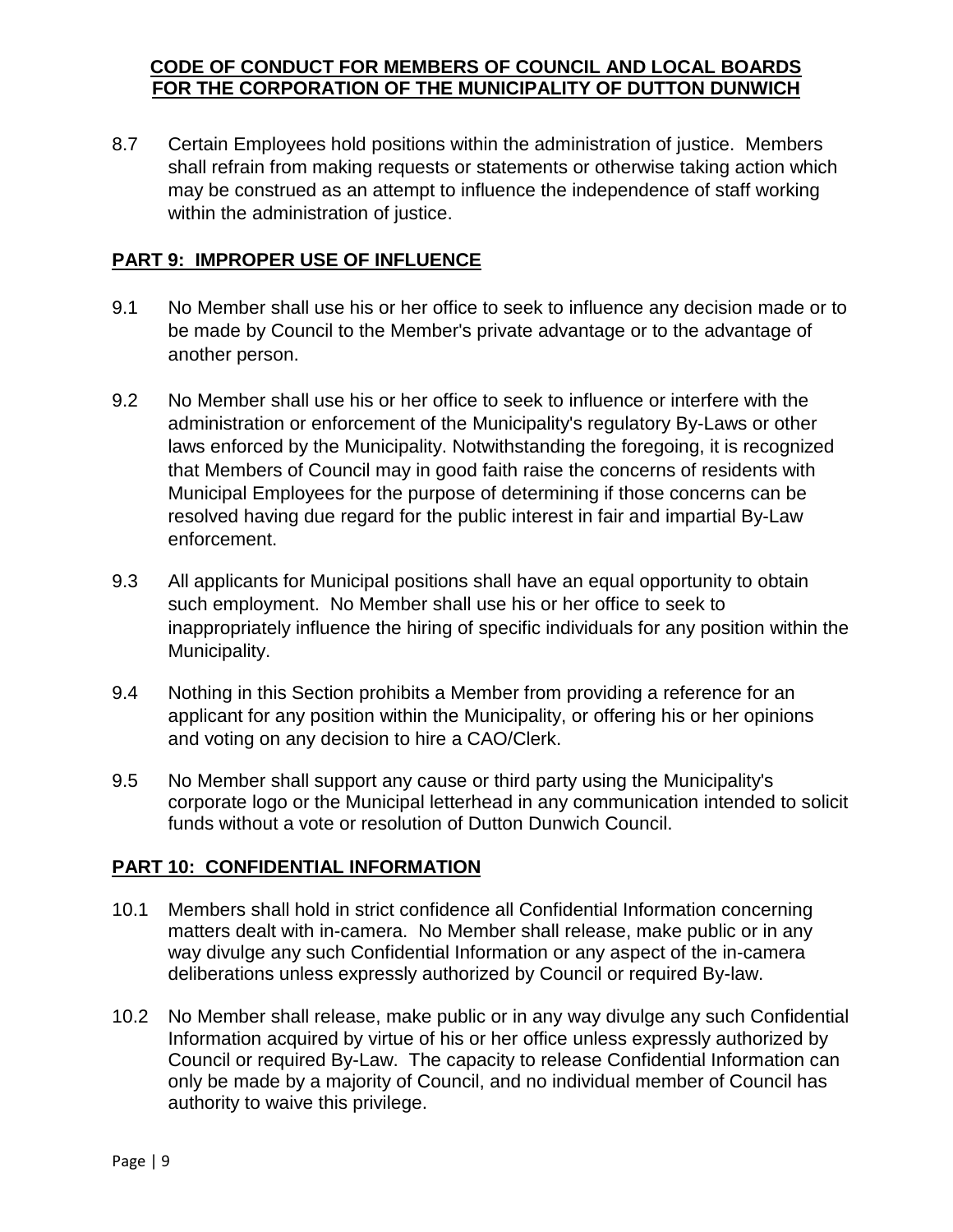8.7 Certain Employees hold positions within the administration of justice. Members shall refrain from making requests or statements or otherwise taking action which may be construed as an attempt to influence the independence of staff working within the administration of justice.

## PART 9: IMPROPER USE OF INFLUENCE

9.1 No Member shall use his or her office to seek to influence any decision made or to be made by Council to the Member's private advantage or to the advantage of another person.

9.2 No Member shall use his or her office to seek to influence or interfere with the administration or enforcement of the Municipality's regulatory By-Laws or other laws enforced by the Municipality. Notwithstanding the foregoing, it is recognized that Members of Council may in good faith raise the concerns of residents with Municipal Employees for the purpose of determining if those concerns can be resolved having due regard for the public interest in fair and impartial By-Law enforcement.

9.3 All applicants for Municipal positions shall have an equal opportunity to obtain such employment. No Member shall use his or her office to seek to inappropriately influence the hiring of specific individuals for any position within the Municipality.

9.4 Nothing in this Section prohibits a Member from providing a reference for an applicant for any position within the Municipality, or offering his or her opinions and voting on any decision to hire a CAO/Clerk.

9.5 No Member shall support any cause or third party using the Municipality's corporate logo or the Municipal letterhead in any communication intended to solicit funds without a vote or resolution of Dutton Dunwich Council.

## PART 10: CONFIDENTIAL INFORMATION

10.1 Members shall hold in strict confidence all Confidential Information concerning matters dealt with in-camera. No Member shall release, make public or in any way divulge any such Confidential Information or any aspect of the in-camera deliberations unless expressly authorized by Council or required By-law.

10.2 No Member shall release, make public or in any way divulge any such Confidential Information acquired by virtue of his or her office unless expressly authorized by Council or required By-Law. The capacity to release Confidential Information can only be made by a majority of Council, and no individual member of Council has authority to waive this privilege.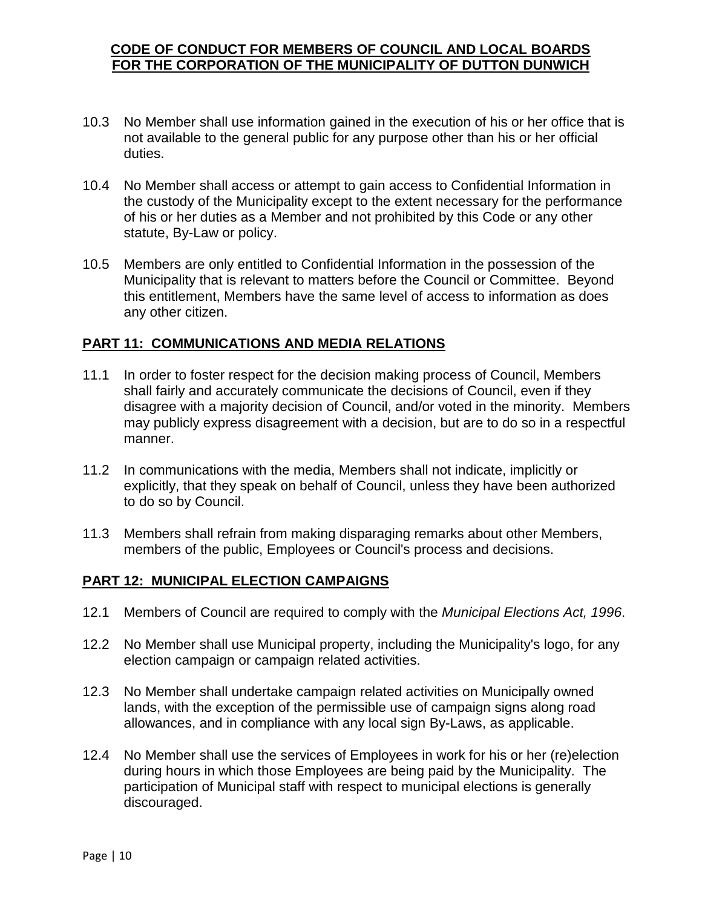10.3 No Member shall use information gained in the execution of his or her office that is not available to the general public for any purpose other than his or her official duties.

10.4 No Member shall access or attempt to gain access to Confidential Information in the custody of the Municipality except to the extent necessary for the performance of his or her duties as a Member and not prohibited by this Code or any other statute, By-Law or policy.

10.5 Members are only entitled to Confidential Information in the possession of the Municipality that is relevant to matters before the Council or Committee. Beyond this entitlement, Members have the same level of access to information as does any other citizen.

## PART 11: COMMUNICATIONS AND MEDIA RELATIONS

11.1 In order to foster respect for the decision making process of Council, Members shall fairly and accurately communicate the decisions of Council, even if they disagree with a majority decision of Council, and/or voted in the minority. Members may publicly express disagreement with a decision, but are to do so in a respectful manner.

11.2 In communications with the media, Members shall not indicate, implicitly or explicitly, that they speak on behalf of Council, unless they have been authorized to do so by Council.

11.3 Members shall refrain from making disparaging remarks about other Members, members of the public, Employees or Council's process and decisions.

## PART 12: MUNICIPAL ELECTION CAMPAIGNS

12.1 Members of Council are required to comply with the *Municipal Elections Act, 1996*.

12.2 No Member shall use Municipal property, including the Municipality's logo, for any election campaign or campaign related activities.

12.3 No Member shall undertake campaign related activities on Municipally owned lands, with the exception of the permissible use of campaign signs along road allowances, and in compliance with any local sign By-Laws, as applicable.

12.4 No Member shall use the services of Employees in work for his or her (re)election during hours in which those Employees are being paid by the Municipality. The participation of Municipal staff with respect to municipal elections is generally discouraged.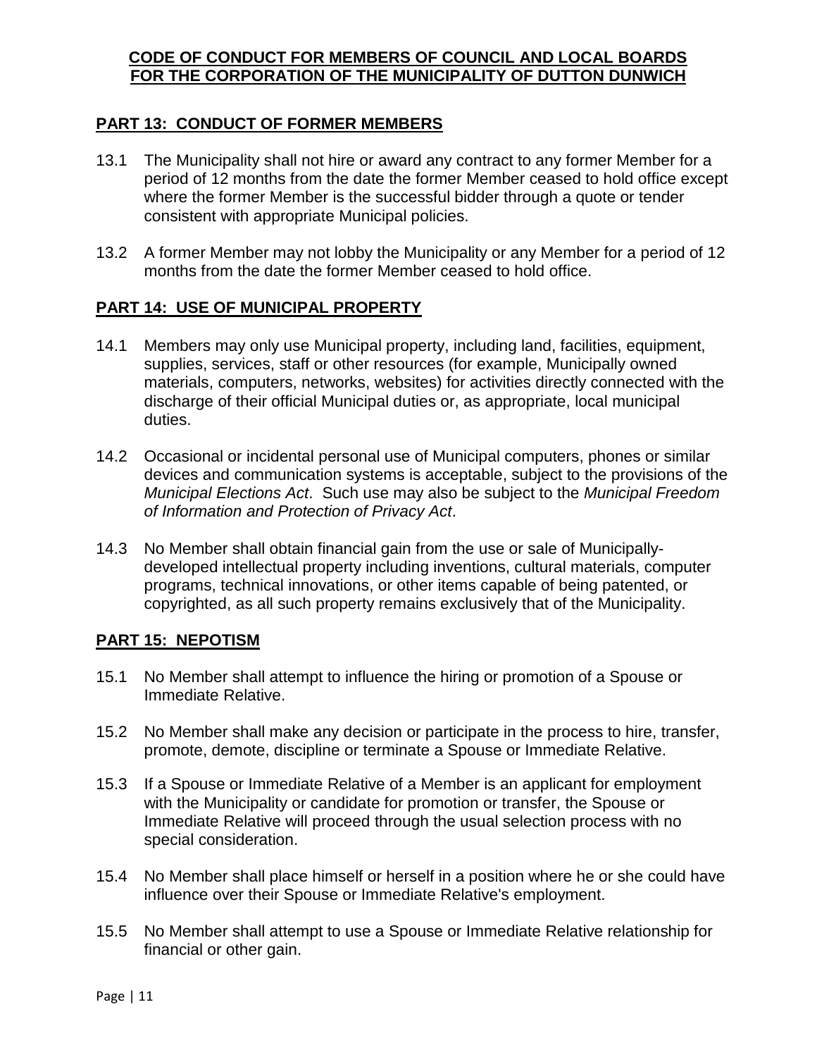## PART 13: CONDUCT OF FORMER MEMBERS

13.1 The Municipality shall not hire or award any contract to any former Member for a period of 12 months from the date the former Member ceased to hold office except where the former Member is the successful bidder through a quote or tender consistent with appropriate Municipal policies.

13.2 A former Member may not lobby the Municipality or any Member for a period of 12 months from the date the former Member ceased to hold office.

## PART 14: USE OF MUNICIPAL PROPERTY

14.1 Members may only use Municipal property, including land, facilities, equipment, supplies, services, staff or other resources (for example, Municipally owned materials, computers, networks, websites) for activities directly connected with the discharge of their official Municipal duties or, as appropriate, local municipal duties.

14.2 Occasional or incidental personal use of Municipal computers, phones or similar devices and communication systems is acceptable, subject to the provisions of the *Municipal Elections Act*. Such use may also be subject to the *Municipal Freedom of Information and Protection of Privacy Act*.

14.3 No Member shall obtain financial gain from the use or sale of Municipally-developed intellectual property including inventions, cultural materials, computer programs, technical innovations, or other items capable of being patented, or copyrighted, as all such property remains exclusively that of the Municipality.

## PART 15: NEPOTISM

15.1 No Member shall attempt to influence the hiring or promotion of a Spouse or Immediate Relative.

15.2 No Member shall make any decision or participate in the process to hire, transfer, promote, demote, discipline or terminate a Spouse or Immediate Relative.

15.3 If a Spouse or Immediate Relative of a Member is an applicant for employment with the Municipality or candidate for promotion or transfer, the Spouse or Immediate Relative will proceed through the usual selection process with no special consideration.

15.4 No Member shall place himself or herself in a position where he or she could have influence over their Spouse or Immediate Relative's employment.

15.5 No Member shall attempt to use a Spouse or Immediate Relative relationship for financial or other gain.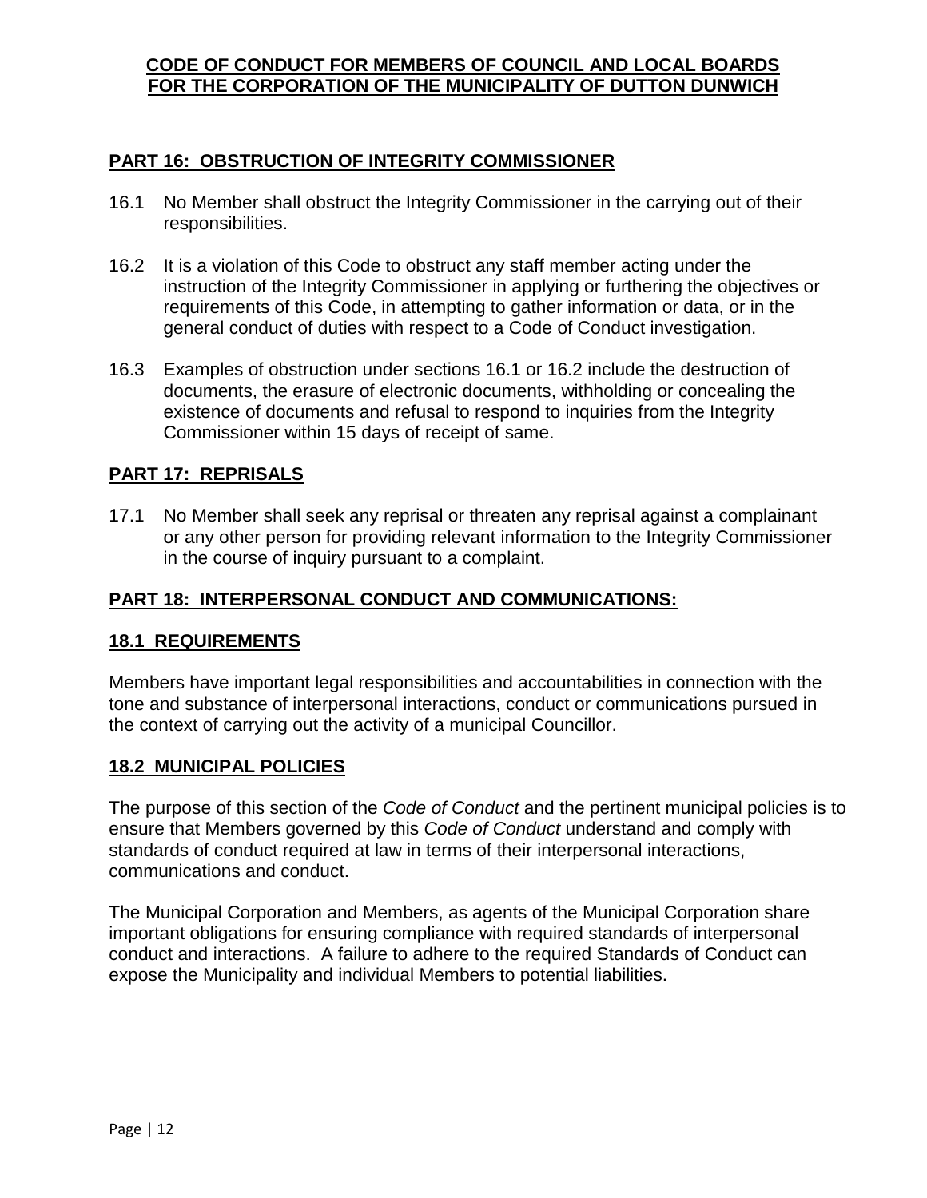## PART 16: OBSTRUCTION OF INTEGRITY COMMISSIONER

16.1 No Member shall obstruct the Integrity Commissioner in the carrying out of their responsibilities.

16.2 It is a violation of this Code to obstruct any staff member acting under the instruction of the Integrity Commissioner in applying or furthering the objectives or requirements of this Code, in attempting to gather information or data, or in the general conduct of duties with respect to a Code of Conduct investigation.

16.3 Examples of obstruction under sections 16.1 or 16.2 include the destruction of documents, the erasure of electronic documents, withholding or concealing the existence of documents and refusal to respond to inquiries from the Integrity Commissioner within 15 days of receipt of same.

## PART 17: REPRISALS

17.1 No Member shall seek any reprisal or threaten any reprisal against a complainant or any other person for providing relevant information to the Integrity Commissioner in the course of inquiry pursuant to a complaint.

## PART 18: INTERPERSONAL CONDUCT AND COMMUNICATIONS:

### 18.1 REQUIREMENTS

Members have important legal responsibilities and accountabilities in connection with the tone and substance of interpersonal interactions, conduct or communications pursued in the context of carrying out the activity of a municipal Councillor.

### 18.2 MUNICIPAL POLICIES

The purpose of this section of the *Code of Conduct* and the pertinent municipal policies is to ensure that Members governed by this *Code of Conduct* understand and comply with standards of conduct required at law in terms of their interpersonal interactions, communications and conduct.

The Municipal Corporation and Members, as agents of the Municipal Corporation share important obligations for ensuring compliance with required standards of interpersonal conduct and interactions. A failure to adhere to the required Standards of Conduct can expose the Municipality and individual Members to potential liabilities.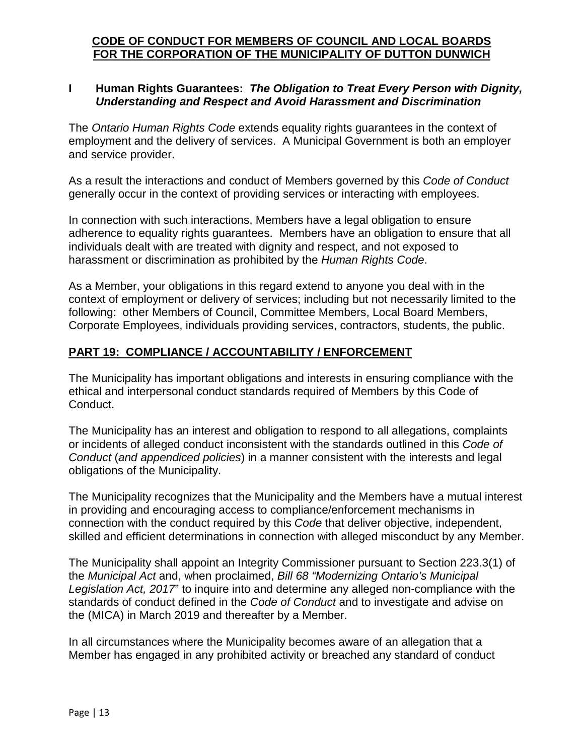**CODE OF CONDUCT FOR MEMBERS OF COUNCIL AND LOCAL BOARDS FOR THE CORPORATION OF THE MUNICIPALITY OF DUTTON DUNWICH**

### I Human Rights Guarantees: *The Obligation to Treat Every Person with Dignity, Understanding and Respect and Avoid Harassment and Discrimination*

The *Ontario Human Rights Code* extends equality rights guarantees in the context of employment and the delivery of services. A Municipal Government is both an employer and service provider.

As a result the interactions and conduct of Members governed by this *Code of Conduct* generally occur in the context of providing services or interacting with employees.

In connection with such interactions, Members have a legal obligation to ensure adherence to equality rights guarantees. Members have an obligation to ensure that all individuals dealt with are treated with dignity and respect, and not exposed to harassment or discrimination as prohibited by the *Human Rights Code*.

As a Member, your obligations in this regard extend to anyone you deal with in the context of employment or delivery of services; including but not necessarily limited to the following: other Members of Council, Committee Members, Local Board Members, Corporate Employees, individuals providing services, contractors, students, the public.

## PART 19: COMPLIANCE / ACCOUNTABILITY / ENFORCEMENT

The Municipality has important obligations and interests in ensuring compliance with the ethical and interpersonal conduct standards required of Members by this Code of Conduct.

The Municipality has an interest and obligation to respond to all allegations, complaints or incidents of alleged conduct inconsistent with the standards outlined in this *Code of Conduct* (*and appendiced policies*) in a manner consistent with the interests and legal obligations of the Municipality.

The Municipality recognizes that the Municipality and the Members have a mutual interest in providing and encouraging access to compliance/enforcement mechanisms in connection with the conduct required by this *Code* that deliver objective, independent, skilled and efficient determinations in connection with alleged misconduct by any Member.

The Municipality shall appoint an Integrity Commissioner pursuant to Section 223.3(1) of the *Municipal Act* and, when proclaimed, *Bill 68 "Modernizing Ontario's Municipal Legislation Act, 2017*" to inquire into and determine any alleged non-compliance with the standards of conduct defined in the *Code of Conduct* and to investigate and advise on the (MICA) in March 2019 and thereafter by a Member.

In all circumstances where the Municipality becomes aware of an allegation that a Member has engaged in any prohibited activity or breached any standard of conduct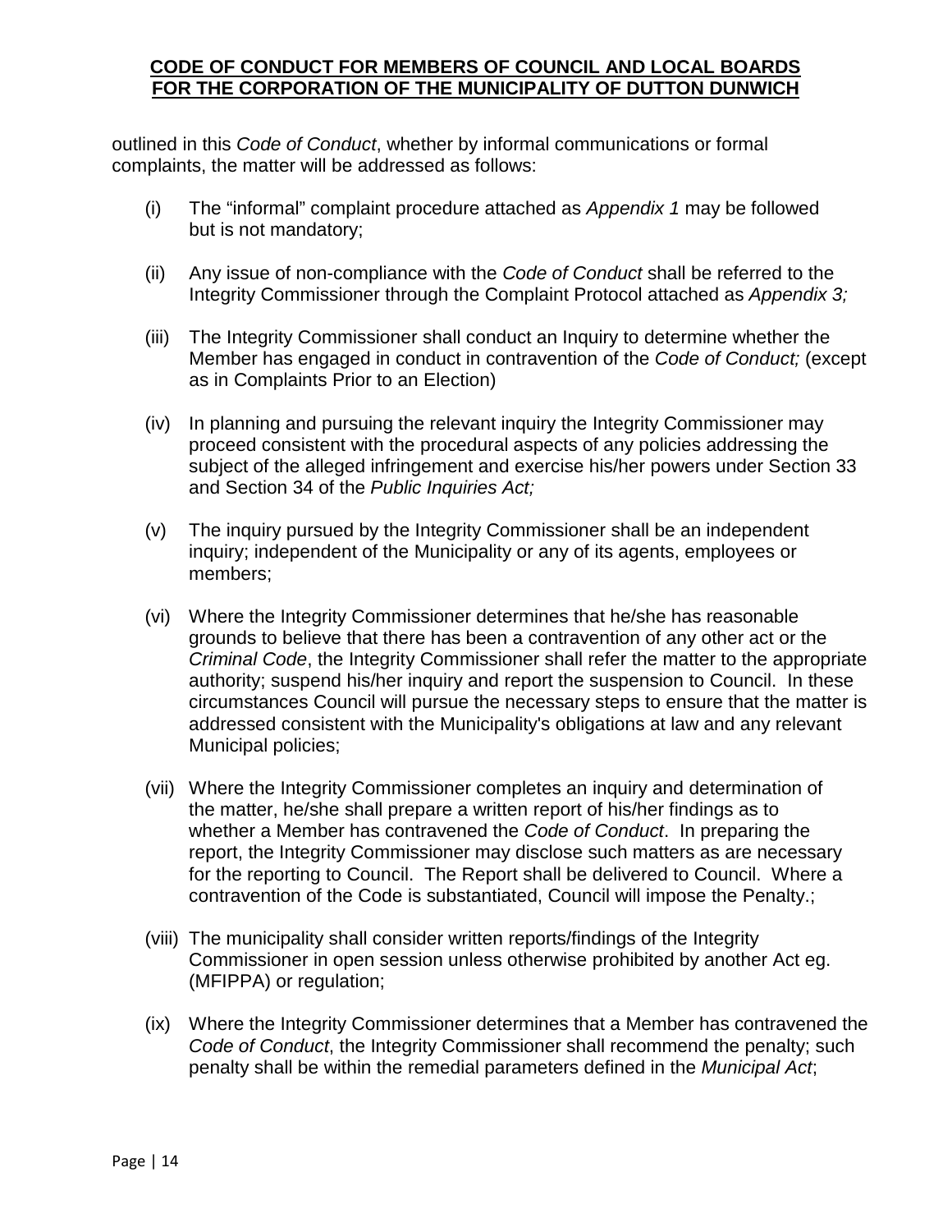outlined in this *Code of Conduct*, whether by informal communications or formal complaints, the matter will be addressed as follows:

(i) The "informal" complaint procedure attached as *Appendix 1* may be followed but is not mandatory;

(ii) Any issue of non-compliance with the *Code of Conduct* shall be referred to the Integrity Commissioner through the Complaint Protocol attached as *Appendix 3;*

(iii) The Integrity Commissioner shall conduct an Inquiry to determine whether the Member has engaged in conduct in contravention of the *Code of Conduct;* (except as in Complaints Prior to an Election)

(iv) In planning and pursuing the relevant inquiry the Integrity Commissioner may proceed consistent with the procedural aspects of any policies addressing the subject of the alleged infringement and exercise his/her powers under Section 33 and Section 34 of the *Public Inquiries Act;*

(v) The inquiry pursued by the Integrity Commissioner shall be an independent inquiry; independent of the Municipality or any of its agents, employees or members;

(vi) Where the Integrity Commissioner determines that he/she has reasonable grounds to believe that there has been a contravention of any other act or the *Criminal Code*, the Integrity Commissioner shall refer the matter to the appropriate authority; suspend his/her inquiry and report the suspension to Council. In these circumstances Council will pursue the necessary steps to ensure that the matter is addressed consistent with the Municipality's obligations at law and any relevant Municipal policies;

(vii) Where the Integrity Commissioner completes an inquiry and determination of the matter, he/she shall prepare a written report of his/her findings as to whether a Member has contravened the *Code of Conduct*. In preparing the report, the Integrity Commissioner may disclose such matters as are necessary for the reporting to Council. The Report shall be delivered to Council. Where a contravention of the Code is substantiated, Council will impose the Penalty.;

(viii) The municipality shall consider written reports/findings of the Integrity Commissioner in open session unless otherwise prohibited by another Act eg. (MFIPPA) or regulation;

(ix) Where the Integrity Commissioner determines that a Member has contravened the *Code of Conduct*, the Integrity Commissioner shall recommend the penalty; such penalty shall be within the remedial parameters defined in the *Municipal Act*;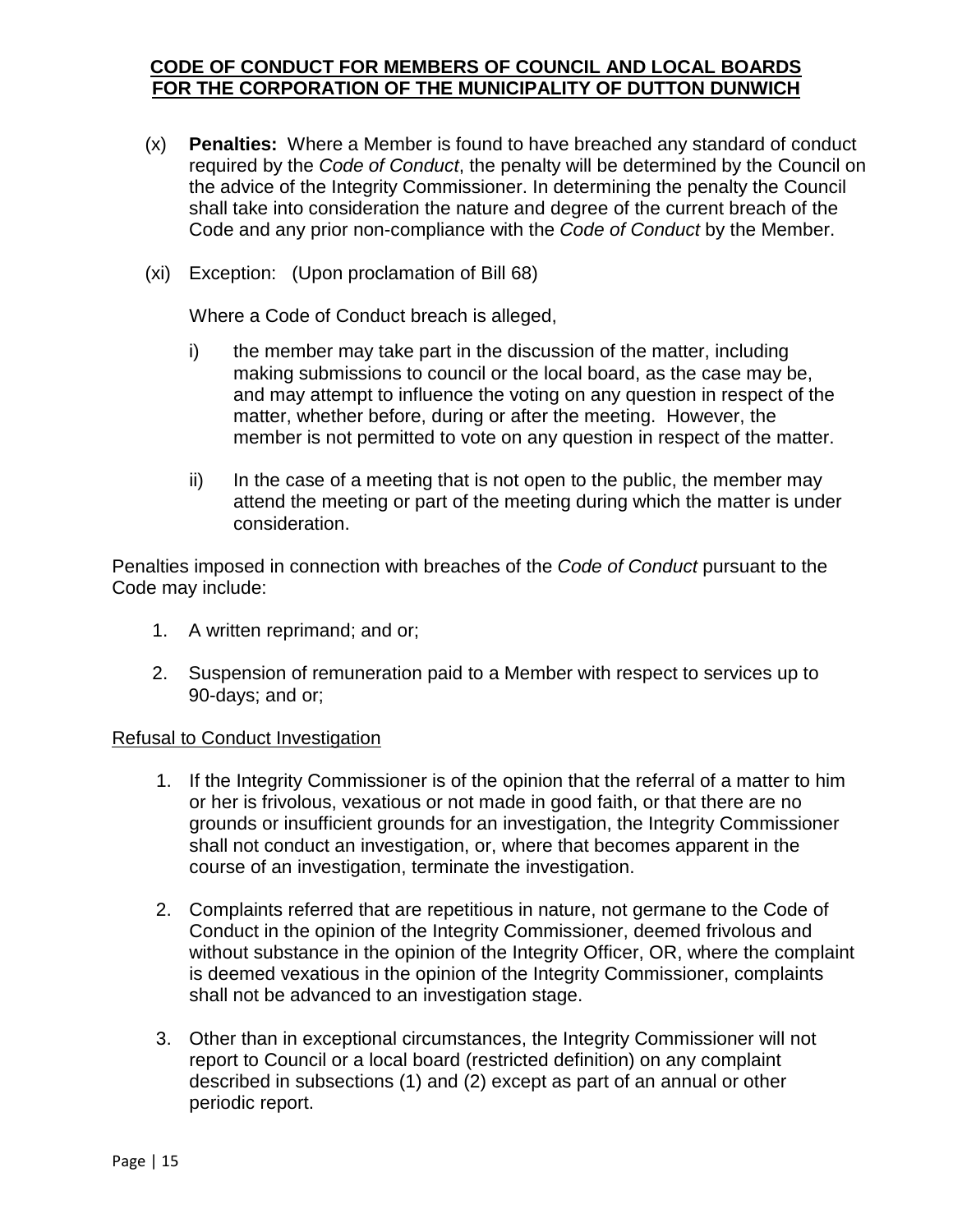(x) **Penalties:** Where a Member is found to have breached any standard of conduct required by the *Code of Conduct*, the penalty will be determined by the Council on the advice of the Integrity Commissioner. In determining the penalty the Council shall take into consideration the nature and degree of the current breach of the Code and any prior non-compliance with the *Code of Conduct* by the Member.

(xi) Exception: (Upon proclamation of Bill 68)

Where a Code of Conduct breach is alleged,

i) the member may take part in the discussion of the matter, including making submissions to council or the local board, as the case may be, and may attempt to influence the voting on any question in respect of the matter, whether before, during or after the meeting. However, the member is not permitted to vote on any question in respect of the matter.

ii) In the case of a meeting that is not open to the public, the member may attend the meeting or part of the meeting during which the matter is under consideration.

Penalties imposed in connection with breaches of the *Code of Conduct* pursuant to the Code may include:

1. A written reprimand; and or;
2. Suspension of remuneration paid to a Member with respect to services up to 90-days; and or;

<u>Refusal to Conduct Investigation</u>

1. If the Integrity Commissioner is of the opinion that the referral of a matter to him or her is frivolous, vexatious or not made in good faith, or that there are no grounds or insufficient grounds for an investigation, the Integrity Commissioner shall not conduct an investigation, or, where that becomes apparent in the course of an investigation, terminate the investigation.
2. Complaints referred that are repetitious in nature, not germane to the Code of Conduct in the opinion of the Integrity Commissioner, deemed frivolous and without substance in the opinion of the Integrity Officer, OR, where the complaint is deemed vexatious in the opinion of the Integrity Commissioner, complaints shall not be advanced to an investigation stage.
3. Other than in exceptional circumstances, the Integrity Commissioner will not report to Council or a local board (restricted definition) on any complaint described in subsections (1) and (2) except as part of an annual or other periodic report.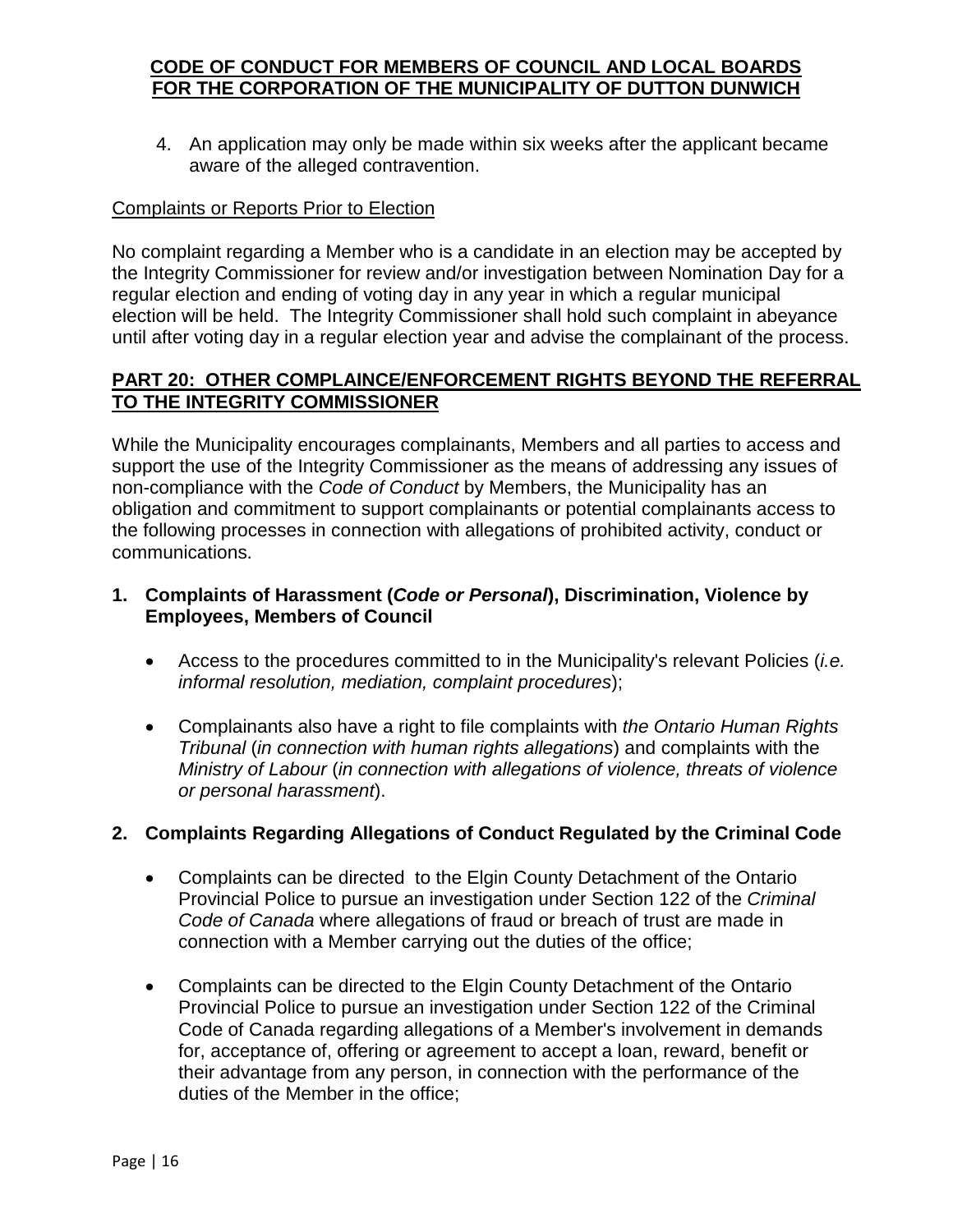4. An application may only be made within six weeks after the applicant became aware of the alleged contravention.

Complaints or Reports Prior to Election

No complaint regarding a Member who is a candidate in an election may be accepted by the Integrity Commissioner for review and/or investigation between Nomination Day for a regular election and ending of voting day in any year in which a regular municipal election will be held. The Integrity Commissioner shall hold such complaint in abeyance until after voting day in a regular election year and advise the complainant of the process.

## PART 20: OTHER COMPLAINCE/ENFORCEMENT RIGHTS BEYOND THE REFERRAL TO THE INTEGRITY COMMISSIONER

While the Municipality encourages complainants, Members and all parties to access and support the use of the Integrity Commissioner as the means of addressing any issues of non-compliance with the *Code of Conduct* by Members, the Municipality has an obligation and commitment to support complainants or potential complainants access to the following processes in connection with allegations of prohibited activity, conduct or communications.

### 1. Complaints of Harassment (*Code or Personal*), Discrimination, Violence by Employees, Members of Council

- Access to the procedures committed to in the Municipality's relevant Policies (*i.e. informal resolution, mediation, complaint procedures*);
- Complainants also have a right to file complaints with *the Ontario Human Rights Tribunal* (*in connection with human rights allegations*) and complaints with the *Ministry of Labour* (*in connection with allegations of violence, threats of violence or personal harassment*).

### 2. Complaints Regarding Allegations of Conduct Regulated by the Criminal Code

- Complaints can be directed to the Elgin County Detachment of the Ontario Provincial Police to pursue an investigation under Section 122 of the *Criminal Code of Canada* where allegations of fraud or breach of trust are made in connection with a Member carrying out the duties of the office;
- Complaints can be directed to the Elgin County Detachment of the Ontario Provincial Police to pursue an investigation under Section 122 of the Criminal Code of Canada regarding allegations of a Member's involvement in demands for, acceptance of, offering or agreement to accept a loan, reward, benefit or their advantage from any person, in connection with the performance of the duties of the Member in the office;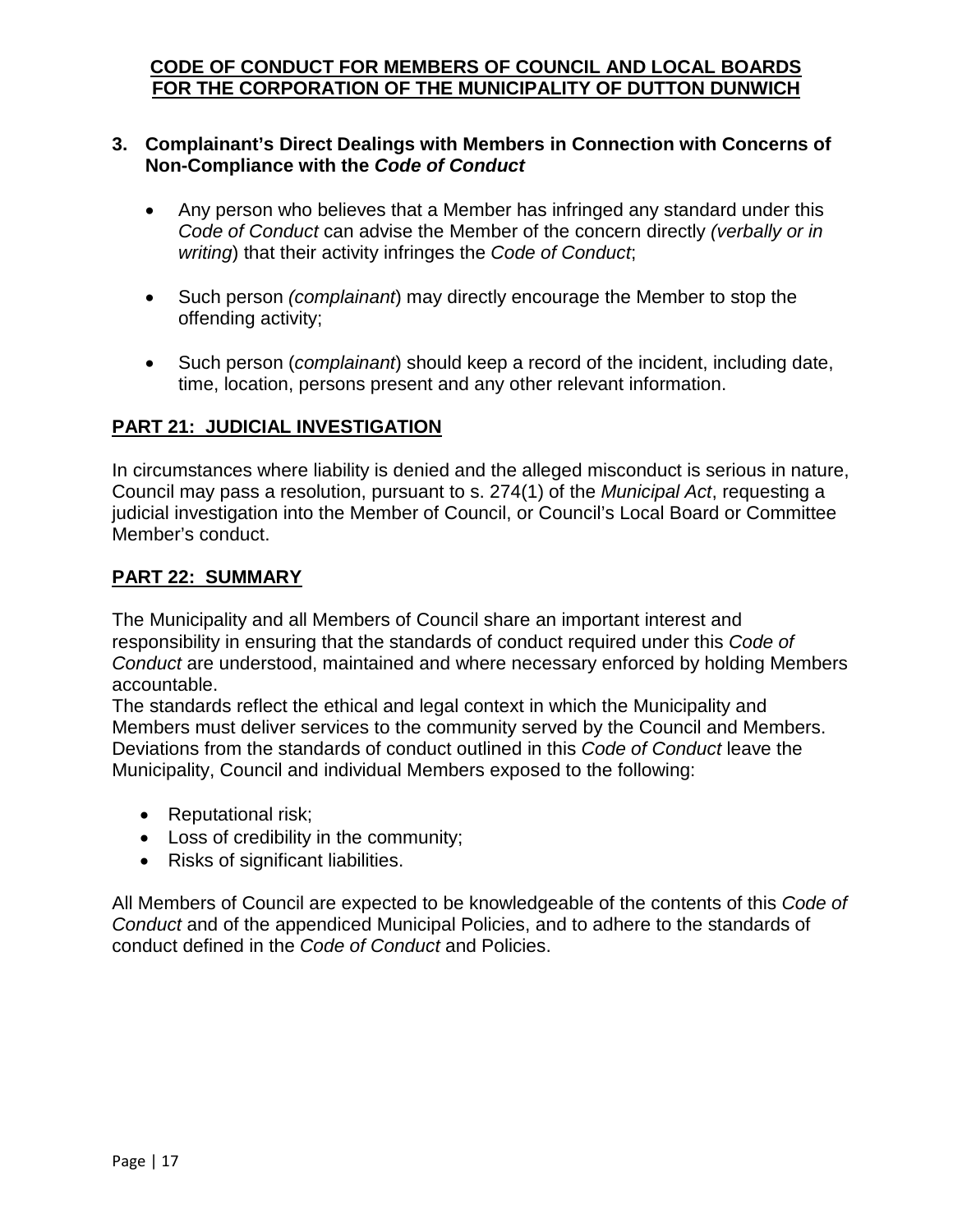**3. Complainant's Direct Dealings with Members in Connection with Concerns of Non-Compliance with the *Code of Conduct***

- Any person who believes that a Member has infringed any standard under this *Code of Conduct* can advise the Member of the concern directly *(verbally or in writing*) that their activity infringes the *Code of Conduct*;
- Such person *(complainant*) may directly encourage the Member to stop the offending activity;
- Such person (*complainant*) should keep a record of the incident, including date, time, location, persons present and any other relevant information.

## PART 21: JUDICIAL INVESTIGATION

In circumstances where liability is denied and the alleged misconduct is serious in nature, Council may pass a resolution, pursuant to s. 274(1) of the *Municipal Act*, requesting a judicial investigation into the Member of Council, or Council's Local Board or Committee Member's conduct.

## PART 22: SUMMARY

The Municipality and all Members of Council share an important interest and responsibility in ensuring that the standards of conduct required under this *Code of Conduct* are understood, maintained and where necessary enforced by holding Members accountable.

The standards reflect the ethical and legal context in which the Municipality and Members must deliver services to the community served by the Council and Members. Deviations from the standards of conduct outlined in this *Code of Conduct* leave the Municipality, Council and individual Members exposed to the following:

- Reputational risk;
- Loss of credibility in the community;
- Risks of significant liabilities.

All Members of Council are expected to be knowledgeable of the contents of this *Code of Conduct* and of the appendiced Municipal Policies, and to adhere to the standards of conduct defined in the *Code of Conduct* and Policies.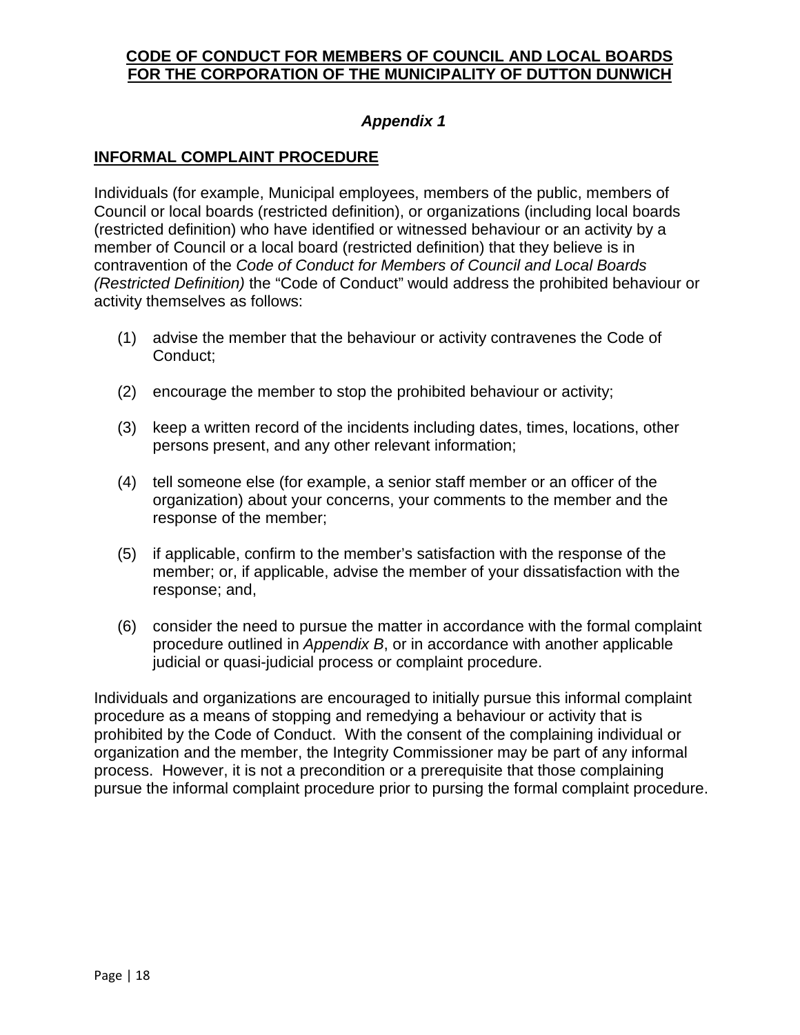**CODE OF CONDUCT FOR MEMBERS OF COUNCIL AND LOCAL BOARDS FOR THE CORPORATION OF THE MUNICIPALITY OF DUTTON DUNWICH**

***Appendix 1***

## INFORMAL COMPLAINT PROCEDURE

Individuals (for example, Municipal employees, members of the public, members of Council or local boards (restricted definition), or organizations (including local boards (restricted definition) who have identified or witnessed behaviour or an activity by a member of Council or a local board (restricted definition) that they believe is in contravention of the *Code of Conduct for Members of Council and Local Boards (Restricted Definition)* the "Code of Conduct" would address the prohibited behaviour or activity themselves as follows:

(1) advise the member that the behaviour or activity contravenes the Code of Conduct;

(2) encourage the member to stop the prohibited behaviour or activity;

(3) keep a written record of the incidents including dates, times, locations, other persons present, and any other relevant information;

(4) tell someone else (for example, a senior staff member or an officer of the organization) about your concerns, your comments to the member and the response of the member;

(5) if applicable, confirm to the member's satisfaction with the response of the member; or, if applicable, advise the member of your dissatisfaction with the response; and,

(6) consider the need to pursue the matter in accordance with the formal complaint procedure outlined in *Appendix B*, or in accordance with another applicable judicial or quasi-judicial process or complaint procedure.

Individuals and organizations are encouraged to initially pursue this informal complaint procedure as a means of stopping and remedying a behaviour or activity that is prohibited by the Code of Conduct. With the consent of the complaining individual or organization and the member, the Integrity Commissioner may be part of any informal process. However, it is not a precondition or a prerequisite that those complaining pursue the informal complaint procedure prior to pursing the formal complaint procedure.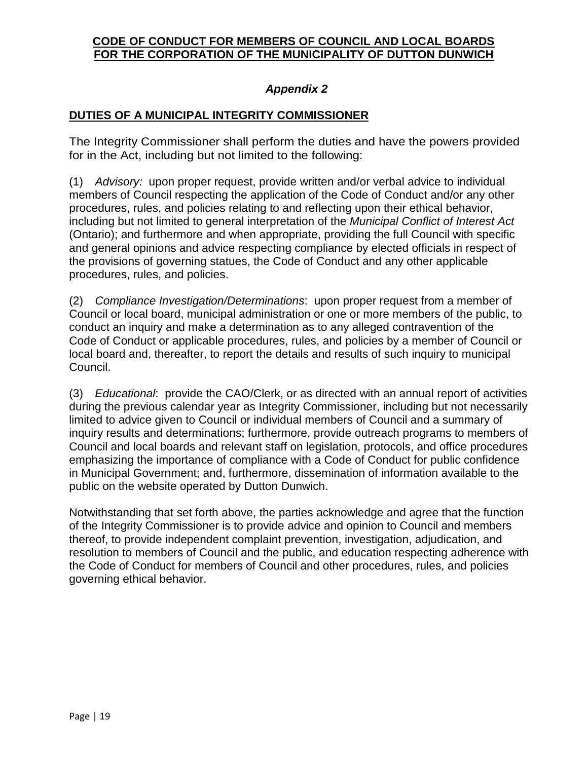**CODE OF CONDUCT FOR MEMBERS OF COUNCIL AND LOCAL BOARDS**
**FOR THE CORPORATION OF THE MUNICIPALITY OF DUTTON DUNWICH**

***Appendix 2***

## DUTIES OF A MUNICIPAL INTEGRITY COMMISSIONER

The Integrity Commissioner shall perform the duties and have the powers provided for in the Act, including but not limited to the following:

(1) *Advisory:* upon proper request, provide written and/or verbal advice to individual members of Council respecting the application of the Code of Conduct and/or any other procedures, rules, and policies relating to and reflecting upon their ethical behavior, including but not limited to general interpretation of the *Municipal Conflict of Interest Act* (Ontario); and furthermore and when appropriate, providing the full Council with specific and general opinions and advice respecting compliance by elected officials in respect of the provisions of governing statues, the Code of Conduct and any other applicable procedures, rules, and policies.

(2) *Compliance Investigation/Determinations*: upon proper request from a member of Council or local board, municipal administration or one or more members of the public, to conduct an inquiry and make a determination as to any alleged contravention of the Code of Conduct or applicable procedures, rules, and policies by a member of Council or local board and, thereafter, to report the details and results of such inquiry to municipal Council.

(3) *Educational*: provide the CAO/Clerk, or as directed with an annual report of activities during the previous calendar year as Integrity Commissioner, including but not necessarily limited to advice given to Council or individual members of Council and a summary of inquiry results and determinations; furthermore, provide outreach programs to members of Council and local boards and relevant staff on legislation, protocols, and office procedures emphasizing the importance of compliance with a Code of Conduct for public confidence in Municipal Government; and, furthermore, dissemination of information available to the public on the website operated by Dutton Dunwich.

Notwithstanding that set forth above, the parties acknowledge and agree that the function of the Integrity Commissioner is to provide advice and opinion to Council and members thereof, to provide independent complaint prevention, investigation, adjudication, and resolution to members of Council and the public, and education respecting adherence with the Code of Conduct for members of Council and other procedures, rules, and policies governing ethical behavior.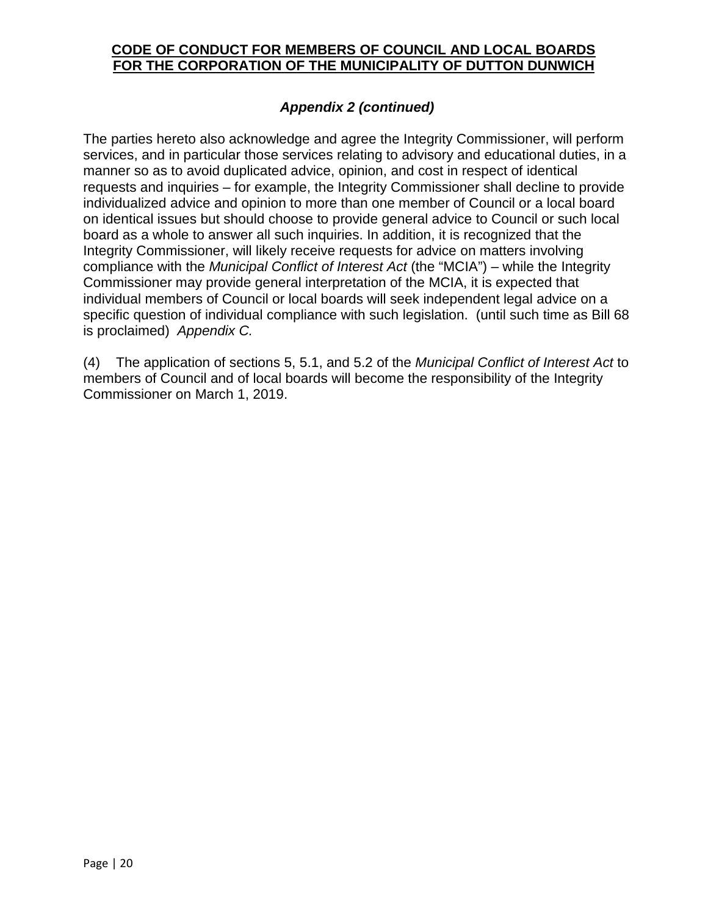### *Appendix 2 (continued)*

The parties hereto also acknowledge and agree the Integrity Commissioner, will perform services, and in particular those services relating to advisory and educational duties, in a manner so as to avoid duplicated advice, opinion, and cost in respect of identical requests and inquiries – for example, the Integrity Commissioner shall decline to provide individualized advice and opinion to more than one member of Council or a local board on identical issues but should choose to provide general advice to Council or such local board as a whole to answer all such inquiries. In addition, it is recognized that the Integrity Commissioner, will likely receive requests for advice on matters involving compliance with the *Municipal Conflict of Interest Act* (the "MCIA") – while the Integrity Commissioner may provide general interpretation of the MCIA, it is expected that individual members of Council or local boards will seek independent legal advice on a specific question of individual compliance with such legislation. (until such time as Bill 68 is proclaimed) *Appendix C.*

(4) The application of sections 5, 5.1, and 5.2 of the *Municipal Conflict of Interest Act* to members of Council and of local boards will become the responsibility of the Integrity Commissioner on March 1, 2019.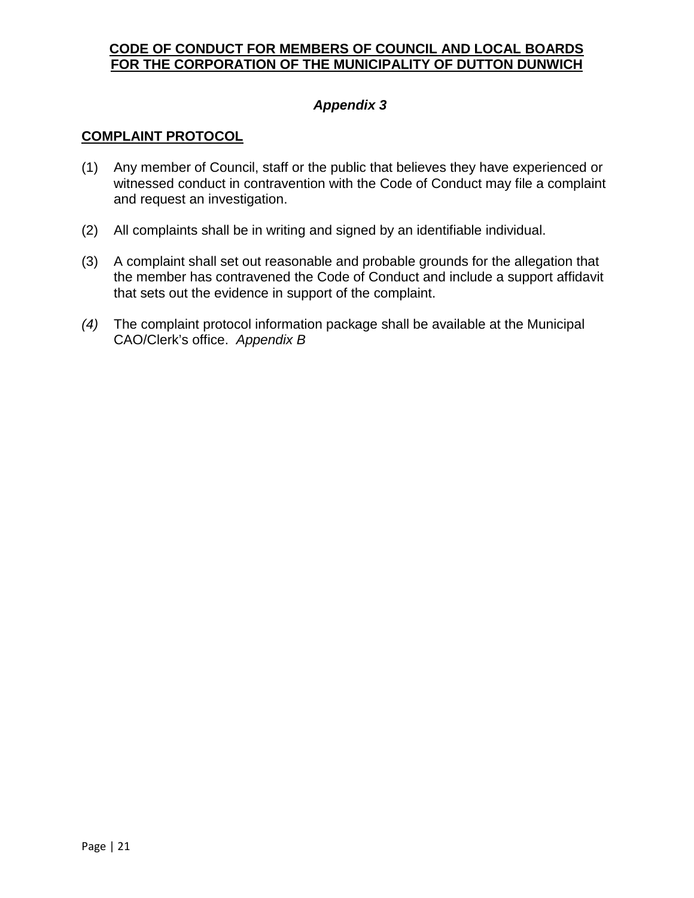**CODE OF CONDUCT FOR MEMBERS OF COUNCIL AND LOCAL BOARDS FOR THE CORPORATION OF THE MUNICIPALITY OF DUTTON DUNWICH**

***Appendix 3***

## COMPLAINT PROTOCOL

(1) Any member of Council, staff or the public that believes they have experienced or witnessed conduct in contravention with the Code of Conduct may file a complaint and request an investigation.

(2) All complaints shall be in writing and signed by an identifiable individual.

(3) A complaint shall set out reasonable and probable grounds for the allegation that the member has contravened the Code of Conduct and include a support affidavit that sets out the evidence in support of the complaint.

*(4)* The complaint protocol information package shall be available at the Municipal CAO/Clerk's office. *Appendix B*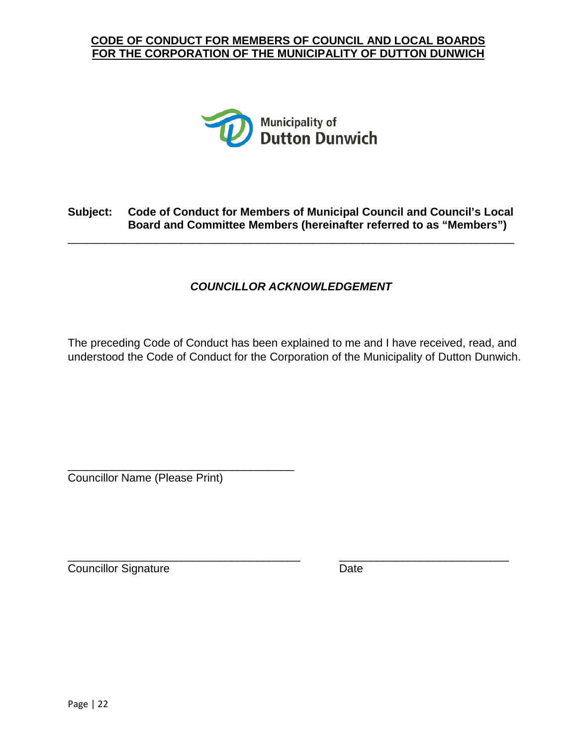**CODE OF CONDUCT FOR MEMBERS OF COUNCIL AND LOCAL BOARDS**
**FOR THE CORPORATION OF THE MUNICIPALITY OF DUTTON DUNWICH**

Municipality of
Dutton Dunwich

**Subject: Code of Conduct for Members of Municipal Council and Council's Local Board and Committee Members (hereinafter referred to as "Members")**

---

***COUNCILLOR ACKNOWLEDGEMENT***

The preceding Code of Conduct has been explained to me and I have received, read, and understood the Code of Conduct for the Corporation of the Municipality of Dutton Dunwich.

______________________________________
Councillor Name (Please Print)

______________________________________ ____________________________
Councillor Signature Date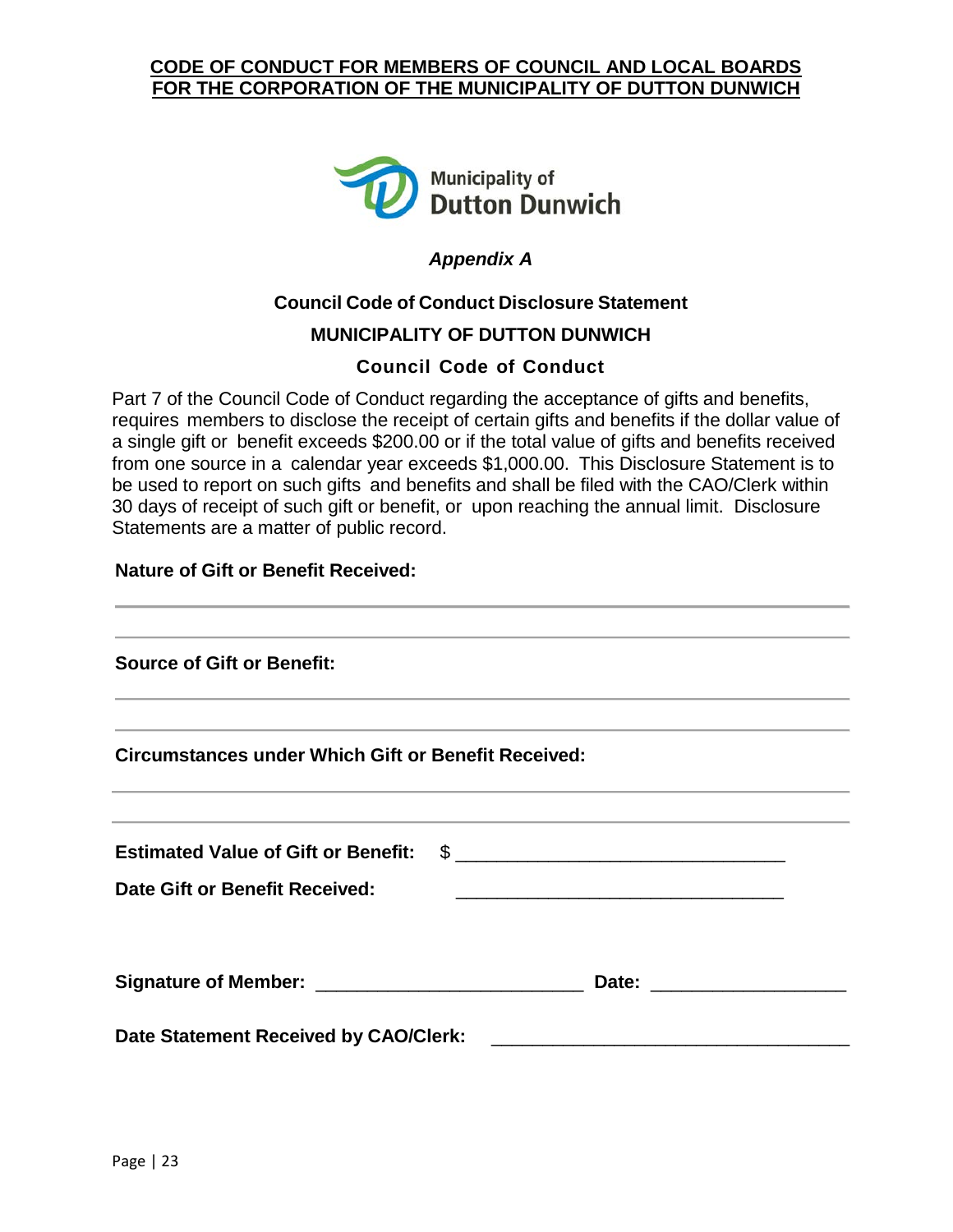**CODE OF CONDUCT FOR MEMBERS OF COUNCIL AND LOCAL BOARDS FOR THE CORPORATION OF THE MUNICIPALITY OF DUTTON DUNWICH**

Municipality of Dutton Dunwich

***Appendix A***

## Council Code of Conduct Disclosure Statement

### MUNICIPALITY OF DUTTON DUNWICH

### Council Code of Conduct

Part 7 of the Council Code of Conduct regarding the acceptance of gifts and benefits, requires members to disclose the receipt of certain gifts and benefits if the dollar value of a single gift or benefit exceeds $200.00 or if the total value of gifts and benefits received from one source in a calendar year exceeds $1,000.00. This Disclosure Statement is to be used to report on such gifts and benefits and shall be filed with the CAO/Clerk within 30 days of receipt of such gift or benefit, or upon reaching the annual limit. Disclosure Statements are a matter of public record.

**Nature of Gift or Benefit Received:**

______________________________________________________________________

______________________________________________________________________

**Source of Gift or Benefit:**

______________________________________________________________________

______________________________________________________________________

**Circumstances under Which Gift or Benefit Received:**

______________________________________________________________________

______________________________________________________________________

**Estimated Value of Gift or Benefit:** $ ______________________________

**Date Gift or Benefit Received:** ______________________________

**Signature of Member:** _________________________ **Date:** __________________

**Date Statement Received by CAO/Clerk:** ______________________________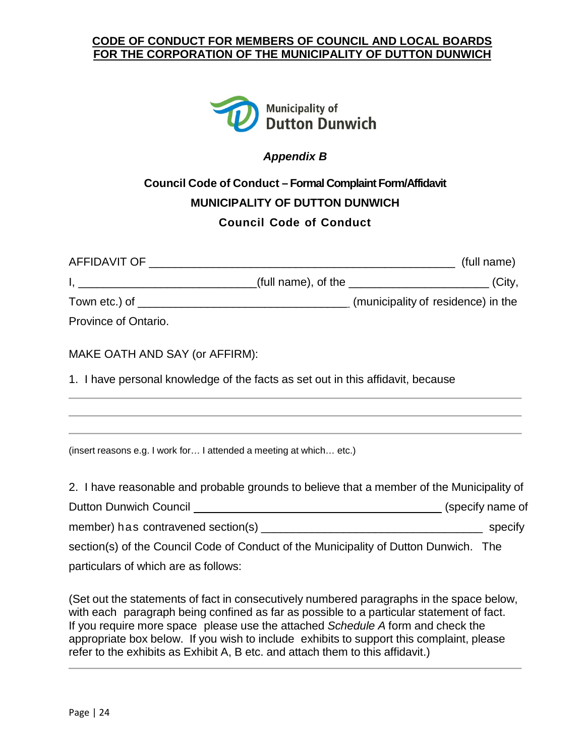**CODE OF CONDUCT FOR MEMBERS OF COUNCIL AND LOCAL BOARDS FOR THE CORPORATION OF THE MUNICIPALITY OF DUTTON DUNWICH**

Municipality of Dutton Dunwich

***Appendix B***

**Council Code of Conduct – Formal Complaint Form/Affidavit**

**MUNICIPALITY OF DUTTON DUNWICH**

**Council Code of Conduct**

AFFIDAVIT OF _______________________________________________ (full name)

I, ____________________________(full name), of the ______________________ (City, Town etc.) of _________________________________ (municipality of residence) in the Province of Ontario.

MAKE OATH AND SAY (or AFFIRM):

1. I have personal knowledge of the facts as set out in this affidavit, because

_______________________________________________________________________

_______________________________________________________________________

_______________________________________________________________________

(insert reasons e.g. I work for… I attended a meeting at which… etc.)

2. I have reasonable and probable grounds to believe that a member of the Municipality of Dutton Dunwich Council _______________________________________ (specify name of member) has contravened section(s) ___________________________________ specify section(s) of the Council Code of Conduct of the Municipality of Dutton Dunwich. The particulars of which are as follows:

(Set out the statements of fact in consecutively numbered paragraphs in the space below, with each paragraph being confined as far as possible to a particular statement of fact. If you require more space please use the attached *Schedule A* form and check the appropriate box below. If you wish to include exhibits to support this complaint, please refer to the exhibits as Exhibit A, B etc. and attach them to this affidavit.)

_______________________________________________________________________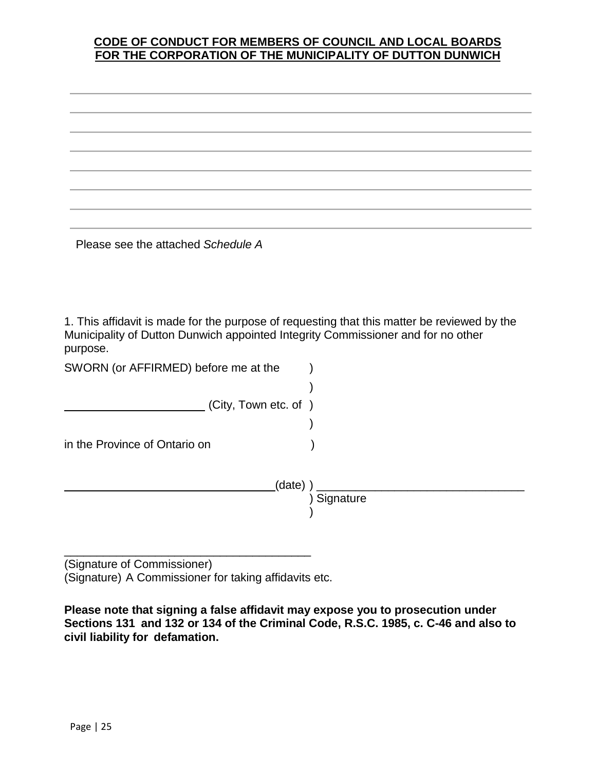**CODE OF CONDUCT FOR MEMBERS OF COUNCIL AND LOCAL BOARDS FOR THE CORPORATION OF THE MUNICIPALITY OF DUTTON DUNWICH**

______________________________________________________________________________

______________________________________________________________________________

______________________________________________________________________________

______________________________________________________________________________

______________________________________________________________________________

______________________________________________________________________________

______________________________________________________________________________

______________________________________________________________________________

Please see the attached *Schedule A*

1. This affidavit is made for the purpose of requesting that this matter be reviewed by the Municipality of Dutton Dunwich appointed Integrity Commissioner and for no other purpose.

SWORN (or AFFIRMED) before me at the )
)
______________________ (City, Town etc. of )
)
in the Province of Ontario on )

_________________________________(date) ) ________________________________
) Signature
)

________________________________________
(Signature of Commissioner)
(Signature) A Commissioner for taking affidavits etc.

**Please note that signing a false affidavit may expose you to prosecution under Sections 131 and 132 or 134 of the Criminal Code, R.S.C. 1985, c. C-46 and also to civil liability for defamation.**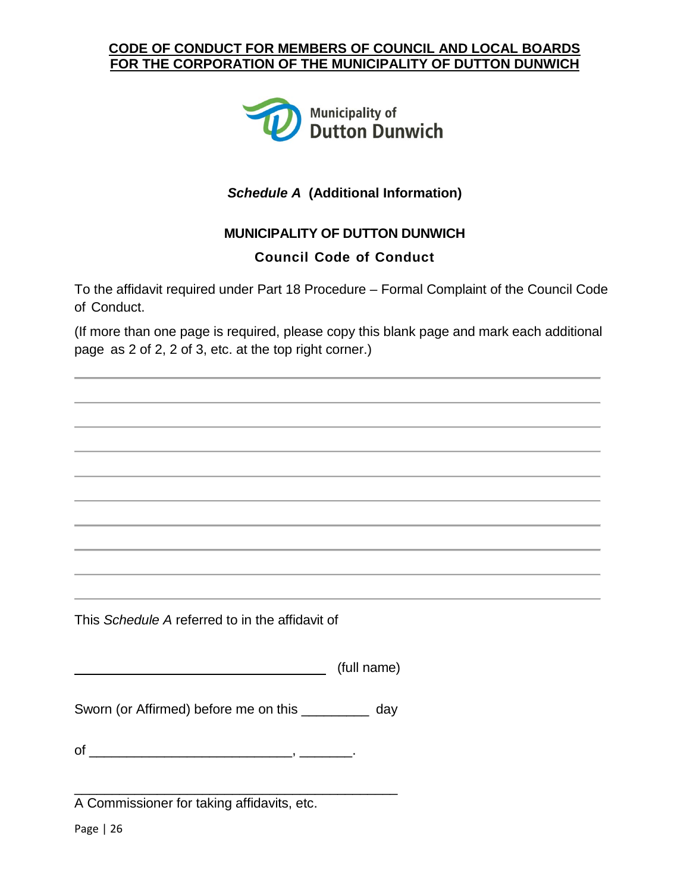**CODE OF CONDUCT FOR MEMBERS OF COUNCIL AND LOCAL BOARDS FOR THE CORPORATION OF THE MUNICIPALITY OF DUTTON DUNWICH**

Municipality of Dutton Dunwich

***Schedule A*** **(Additional Information)**

**MUNICIPALITY OF DUTTON DUNWICH**

**Council Code of Conduct**

To the affidavit required under Part 18 Procedure – Formal Complaint of the Council Code of Conduct.

(If more than one page is required, please copy this blank page and mark each additional page as 2 of 2, 2 of 3, etc. at the top right corner.)

\_\_\_\_\_\_\_\_\_\_\_\_\_\_\_\_\_\_\_\_\_\_\_\_\_\_\_\_\_\_\_\_\_\_\_\_\_\_\_\_\_\_\_\_\_\_\_\_\_\_\_\_\_\_\_\_\_\_\_\_\_\_\_\_\_\_\_\_\_\_

\_\_\_\_\_\_\_\_\_\_\_\_\_\_\_\_\_\_\_\_\_\_\_\_\_\_\_\_\_\_\_\_\_\_\_\_\_\_\_\_\_\_\_\_\_\_\_\_\_\_\_\_\_\_\_\_\_\_\_\_\_\_\_\_\_\_\_\_\_\_

\_\_\_\_\_\_\_\_\_\_\_\_\_\_\_\_\_\_\_\_\_\_\_\_\_\_\_\_\_\_\_\_\_\_\_\_\_\_\_\_\_\_\_\_\_\_\_\_\_\_\_\_\_\_\_\_\_\_\_\_\_\_\_\_\_\_\_\_\_\_

\_\_\_\_\_\_\_\_\_\_\_\_\_\_\_\_\_\_\_\_\_\_\_\_\_\_\_\_\_\_\_\_\_\_\_\_\_\_\_\_\_\_\_\_\_\_\_\_\_\_\_\_\_\_\_\_\_\_\_\_\_\_\_\_\_\_\_\_\_\_

\_\_\_\_\_\_\_\_\_\_\_\_\_\_\_\_\_\_\_\_\_\_\_\_\_\_\_\_\_\_\_\_\_\_\_\_\_\_\_\_\_\_\_\_\_\_\_\_\_\_\_\_\_\_\_\_\_\_\_\_\_\_\_\_\_\_\_\_\_\_

\_\_\_\_\_\_\_\_\_\_\_\_\_\_\_\_\_\_\_\_\_\_\_\_\_\_\_\_\_\_\_\_\_\_\_\_\_\_\_\_\_\_\_\_\_\_\_\_\_\_\_\_\_\_\_\_\_\_\_\_\_\_\_\_\_\_\_\_\_\_

\_\_\_\_\_\_\_\_\_\_\_\_\_\_\_\_\_\_\_\_\_\_\_\_\_\_\_\_\_\_\_\_\_\_\_\_\_\_\_\_\_\_\_\_\_\_\_\_\_\_\_\_\_\_\_\_\_\_\_\_\_\_\_\_\_\_\_\_\_\_

\_\_\_\_\_\_\_\_\_\_\_\_\_\_\_\_\_\_\_\_\_\_\_\_\_\_\_\_\_\_\_\_\_\_\_\_\_\_\_\_\_\_\_\_\_\_\_\_\_\_\_\_\_\_\_\_\_\_\_\_\_\_\_\_\_\_\_\_\_\_

\_\_\_\_\_\_\_\_\_\_\_\_\_\_\_\_\_\_\_\_\_\_\_\_\_\_\_\_\_\_\_\_\_\_\_\_\_\_\_\_\_\_\_\_\_\_\_\_\_\_\_\_\_\_\_\_\_\_\_\_\_\_\_\_\_\_\_\_\_\_

\_\_\_\_\_\_\_\_\_\_\_\_\_\_\_\_\_\_\_\_\_\_\_\_\_\_\_\_\_\_\_\_\_\_\_\_\_\_\_\_\_\_\_\_\_\_\_\_\_\_\_\_\_\_\_\_\_\_\_\_\_\_\_\_\_\_\_\_\_\_

This *Schedule A* referred to in the affidavit of

\_\_\_\_\_\_\_\_\_\_\_\_\_\_\_\_\_\_\_\_\_\_\_\_\_\_\_\_\_\_\_\_\_\_\_ (full name)

Sworn (or Affirmed) before me on this \_\_\_\_\_\_\_\_\_ day

of \_\_\_\_\_\_\_\_\_\_\_\_\_\_\_\_\_\_\_\_\_\_\_\_\_\_, \_\_\_\_\_\_\_.

\_\_\_\_\_\_\_\_\_\_\_\_\_\_\_\_\_\_\_\_\_\_\_\_\_\_\_\_\_\_\_\_\_\_\_\_\_\_\_\_\_\_\_\_

A Commissioner for taking affidavits, etc.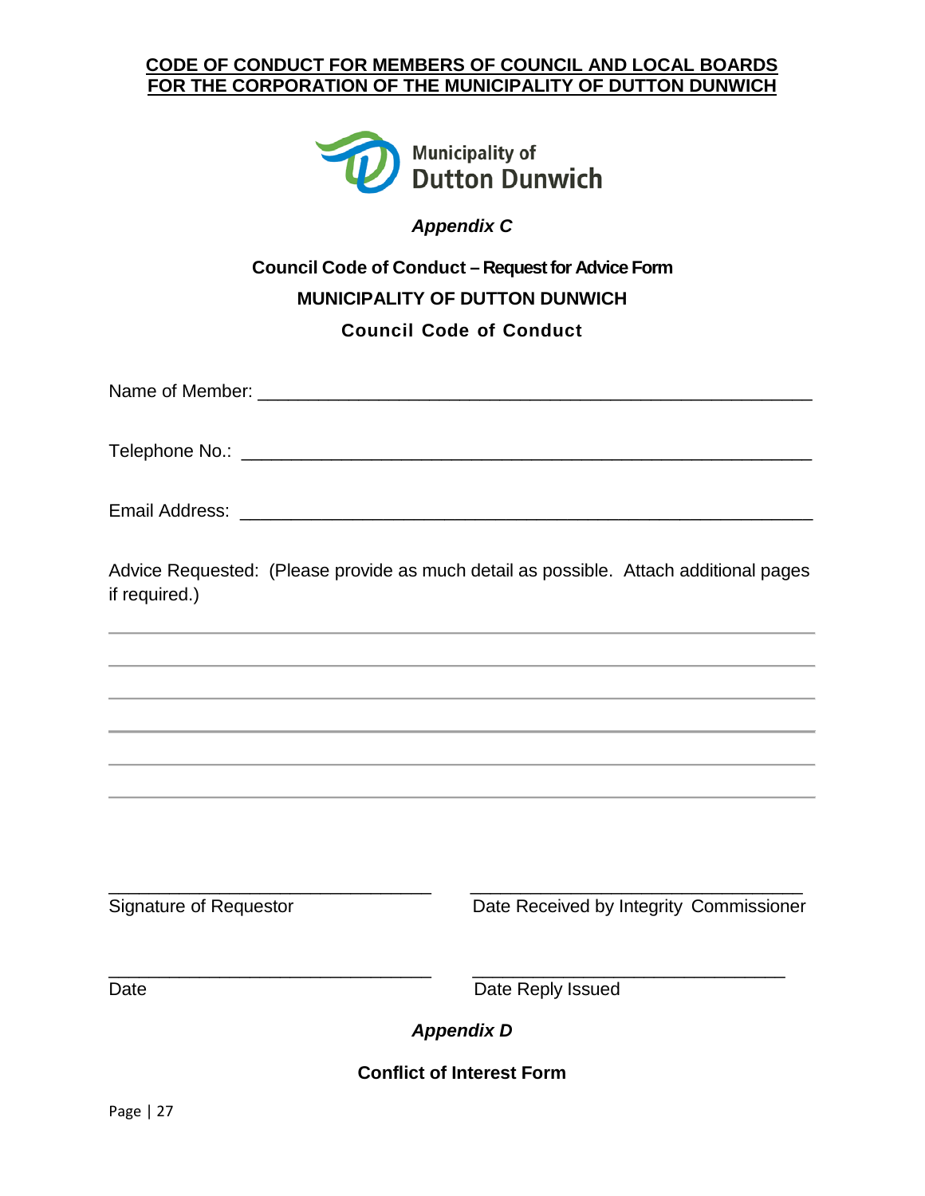**CODE OF CONDUCT FOR MEMBERS OF COUNCIL AND LOCAL BOARDS FOR THE CORPORATION OF THE MUNICIPALITY OF DUTTON DUNWICH**

Municipality of Dutton Dunwich

## *Appendix C*

### Council Code of Conduct – Request for Advice Form

### MUNICIPALITY OF DUTTON DUNWICH

### Council Code of Conduct

Name of Member: ______________________________________________________

Telephone No.: ______________________________________________________

Email Address: ______________________________________________________

Advice Requested: (Please provide as much detail as possible. Attach additional pages if required.)

______________________________________________________________________

______________________________________________________________________

______________________________________________________________________

______________________________________________________________________

______________________________________________________________________

______________________________________________________________________

| | |
|---|---|
| ______________________________ | ______________________________ |
| Signature of Requestor | Date Received by Integrity Commissioner |
| ______________________________ | ______________________________ |
| Date | Date Reply Issued |

## *Appendix D*

### Conflict of Interest Form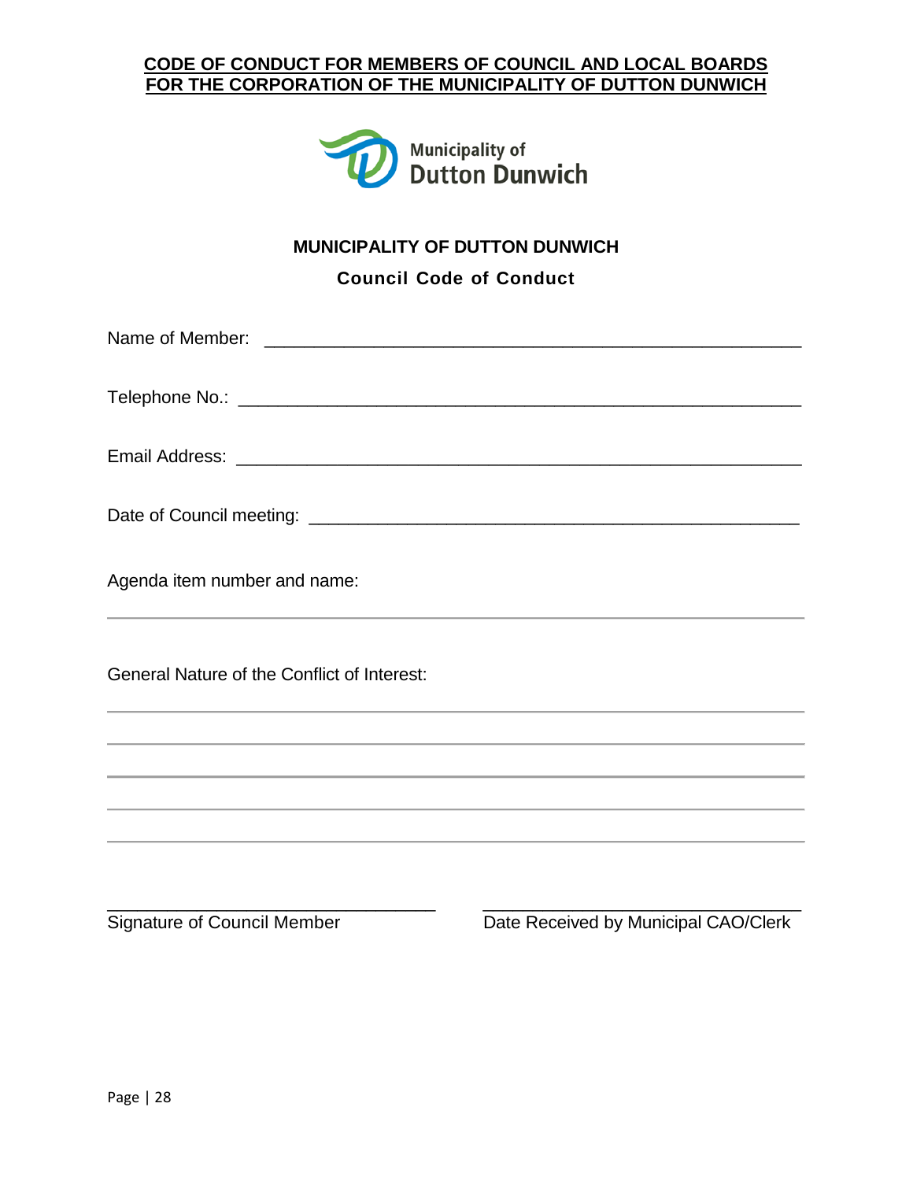**CODE OF CONDUCT FOR MEMBERS OF COUNCIL AND LOCAL BOARDS FOR THE CORPORATION OF THE MUNICIPALITY OF DUTTON DUNWICH**

Municipality of Dutton Dunwich

**MUNICIPALITY OF DUTTON DUNWICH**

**Council Code of Conduct**

Name of Member: ______________________________________________________

Telephone No.: ______________________________________________________

Email Address: ______________________________________________________

Date of Council meeting: ______________________________________________

Agenda item number and name:

______________________________________________________________________

General Nature of the Conflict of Interest:

______________________________________________________________________

______________________________________________________________________

______________________________________________________________________

______________________________________________________________________

______________________________________________________________________

________________________________ ________________________________

Signature of Council Member Date Received by Municipal CAO/Clerk